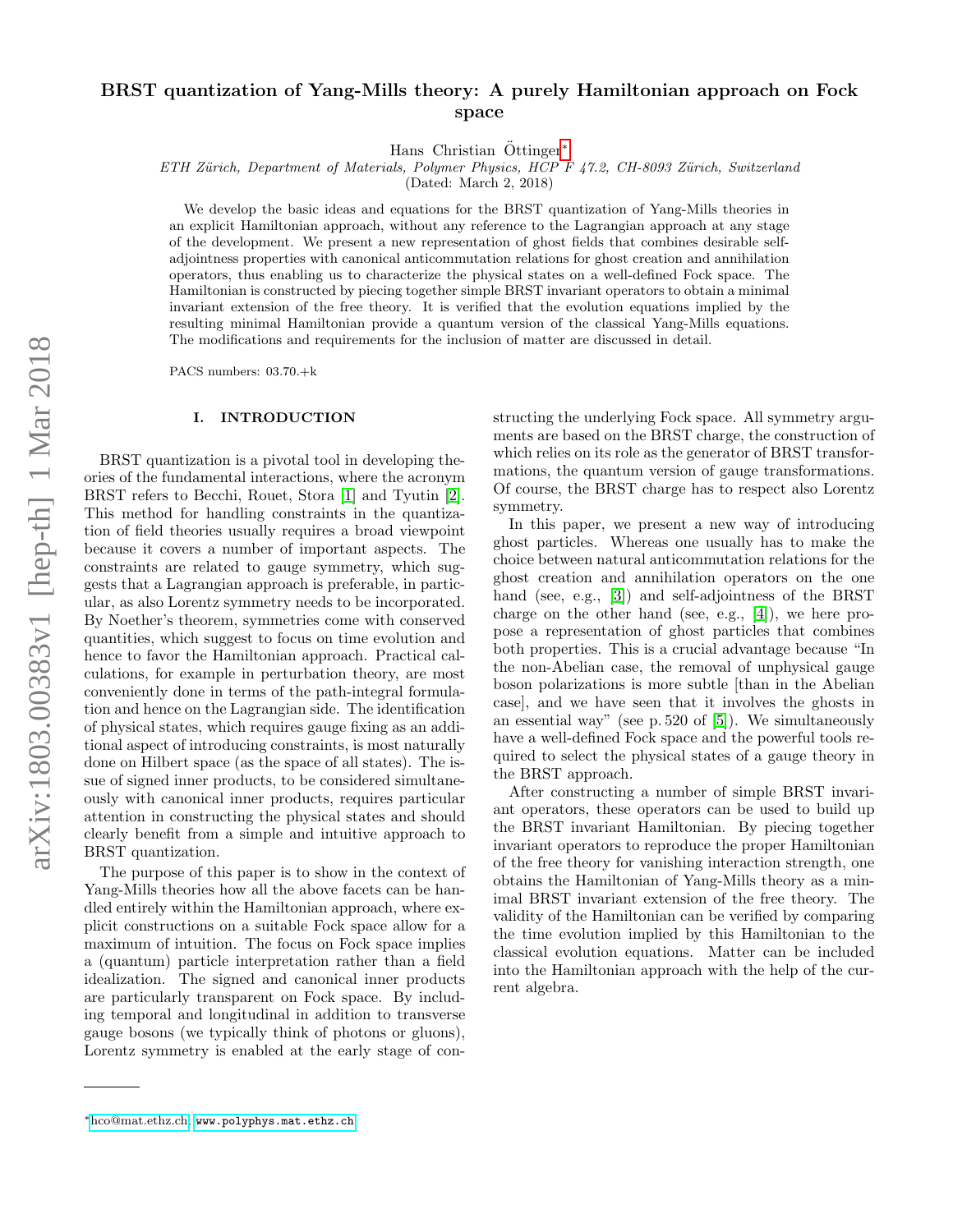# BRST quantization of Yang-Mills theory: A purely Hamiltonian approach on Fock space

Hans Christian Öttinger[*]

*ETH Zürich, Department of Materials, Polymer Physics, HCP F 47.2, CH-8093 Zürich, Switzerland*

(Dated: March 2, 2018)

We develop the basic ideas and equations for the BRST quantization of Yang-Mills theories in an explicit Hamiltonian approach, without any reference to the Lagrangian approach at any stage of the development. We present a new representation of ghost fields that combines desirable self-adjointness properties with canonical anticommutation relations for ghost creation and annihilation operators, thus enabling us to characterize the physical states on a well-defined Fock space. The Hamiltonian is constructed by piecing together simple BRST invariant operators to obtain a minimal invariant extension of the free theory. It is verified that the evolution equations implied by the resulting minimal Hamiltonian provide a quantum version of the classical Yang-Mills equations. The modifications and requirements for the inclusion of matter are discussed in detail.

PACS numbers: 03.70.+k

## I. INTRODUCTION

BRST quantization is a pivotal tool in developing theories of the fundamental interactions, where the acronym BRST refers to Becchi, Rouet, Stora [1] and Tyutin [2]. This method for handling constraints in the quantization of field theories usually requires a broad viewpoint because it covers a number of important aspects. The constraints are related to gauge symmetry, which suggests that a Lagrangian approach is preferable, in particular, as also Lorentz symmetry needs to be incorporated. By Noether's theorem, symmetries come with conserved quantities, which suggest to focus on time evolution and hence to favor the Hamiltonian approach. Practical calculations, for example in perturbation theory, are most conveniently done in terms of the path-integral formulation and hence on the Lagrangian side. The identification of physical states, which requires gauge fixing as an additional aspect of introducing constraints, is most naturally done on Hilbert space (as the space of all states). The issue of signed inner products, to be considered simultaneously with canonical inner products, requires particular attention in constructing the physical states and should clearly benefit from a simple and intuitive approach to BRST quantization.

The purpose of this paper is to show in the context of Yang-Mills theories how all the above facets can be handled entirely within the Hamiltonian approach, where explicit constructions on a suitable Fock space allow for a maximum of intuition. The focus on Fock space implies a (quantum) particle interpretation rather than a field idealization. The signed and canonical inner products are particularly transparent on Fock space. By including temporal and longitudinal in addition to transverse gauge bosons (we typically think of photons or gluons), Lorentz symmetry is enabled at the early stage of constructing the underlying Fock space. All symmetry arguments are based on the BRST charge, the construction of which relies on its role as the generator of BRST transformations, the quantum version of gauge transformations. Of course, the BRST charge has to respect also Lorentz symmetry.

In this paper, we present a new way of introducing ghost particles. Whereas one usually has to make the choice between natural anticommutation relations for the ghost creation and annihilation operators on the one hand (see, e.g., [3]) and self-adjointness of the BRST charge on the other hand (see, e.g., [4]), we here propose a representation of ghost particles that combines both properties. This is a crucial advantage because "In the non-Abelian case, the removal of unphysical gauge boson polarizations is more subtle [than in the Abelian case], and we have seen that it involves the ghosts in an essential way" (see p. 520 of [5]). We simultaneously have a well-defined Fock space and the powerful tools required to select the physical states of a gauge theory in the BRST approach.

After constructing a number of simple BRST invariant operators, these operators can be used to build up the BRST invariant Hamiltonian. By piecing together invariant operators to reproduce the proper Hamiltonian of the free theory for vanishing interaction strength, one obtains the Hamiltonian of Yang-Mills theory as a minimal BRST invariant extension of the free theory. The validity of the Hamiltonian can be verified by comparing the time evolution implied by this Hamiltonian to the classical evolution equations. Matter can be included into the Hamiltonian approach with the help of the current algebra.

[*] hco@mat.ethz.ch; www.polyphys.mat.ethz.ch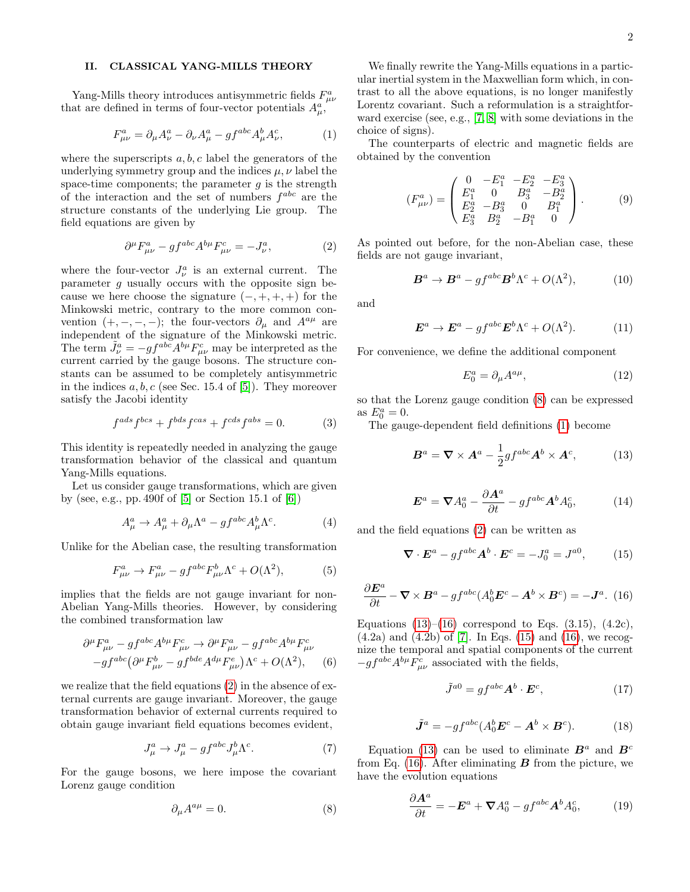## II. CLASSICAL YANG-MILLS THEORY

Yang-Mills theory introduces antisymmetric fields $F^a_{\mu\nu}$ that are defined in terms of four-vector potentials $A^a_\mu$,

$$F^a_{\mu\nu} = \partial_\mu A^a_\nu - \partial_\nu A^a_\mu - g f^{abc} A^b_\mu A^c_\nu, \tag{1}$$

where the superscripts $a, b, c$ label the generators of the underlying symmetry group and the indices $\mu, \nu$ label the space-time components; the parameter $g$ is the strength of the interaction and the set of numbers $f^{abc}$ are the structure constants of the underlying Lie group. The field equations are given by

$$\partial^\mu F^a_{\mu\nu} - g f^{abc} A^{b\mu} F^c_{\mu\nu} = -J^a_\nu, \tag{2}$$

where the four-vector $J^a_\nu$ is an external current. The parameter $g$ usually occurs with the opposite sign because we here choose the signature $(-,+,+,+)$ for the Minkowski metric, contrary to the more common convention $(+,-,-,-)$; the four-vectors $\partial_\mu$ and $A^{a\mu}$ are independent of the signature of the Minkowski metric. The term $\tilde{J}^a_\nu = -g f^{abc} A^{b\mu} F^c_{\mu\nu}$ may be interpreted as the current carried by the gauge bosons. The structure constants can be assumed to be completely antisymmetric in the indices $a, b, c$ (see Sec. 15.4 of [5]). They moreover satisfy the Jacobi identity

$$f^{ads} f^{bcs} + f^{bds} f^{cas} + f^{cds} f^{abs} = 0. \tag{3}$$

This identity is repeatedly needed in analyzing the gauge transformation behavior of the classical and quantum Yang-Mills equations.

Let us consider gauge transformations, which are given by (see, e.g., pp. 490f of [5] or Section 15.1 of [6])

$$A^a_\mu \to A^a_\mu + \partial_\mu \Lambda^a - g f^{abc} A^b_\mu \Lambda^c. \tag{4}$$

Unlike for the Abelian case, the resulting transformation

$$F^a_{\mu\nu} \to F^a_{\mu\nu} - g f^{abc} F^b_{\mu\nu} \Lambda^c + O(\Lambda^2), \tag{5}$$

implies that the fields are not gauge invariant for non-Abelian Yang-Mills theories. However, by considering the combined transformation law

$$\begin{aligned} \partial^\mu F^a_{\mu\nu} - g f^{abc} A^{b\mu} F^c_{\mu\nu} &\to \partial^\mu F^a_{\mu\nu} - g f^{abc} A^{b\mu} F^c_{\mu\nu} \\ &- g f^{abc} \big( \partial^\mu F^b_{\mu\nu} - g f^{bde} A^{d\mu} F^e_{\mu\nu} \big) \Lambda^c + O(\Lambda^2), \end{aligned} \tag{6}$$

we realize that the field equations (2) in the absence of external currents are gauge invariant. Moreover, the gauge transformation behavior of external currents required to obtain gauge invariant field equations becomes evident,

$$J^a_\mu \to J^a_\mu - g f^{abc} J^b_\mu \Lambda^c. \tag{7}$$

For the gauge bosons, we here impose the covariant Lorenz gauge condition

$$\partial_\mu A^{a\mu} = 0. \tag{8}$$

We finally rewrite the Yang-Mills equations in a particular inertial system in the Maxwellian form which, in contrast to all the above equations, is no longer manifestly Lorentz covariant. Such a reformulation is a straightforward exercise (see, e.g., [7, 8] with some deviations in the choice of signs).

The counterparts of electric and magnetic fields are obtained by the convention

$$(F^a_{\mu\nu}) = \begin{pmatrix} 0 & -E^a_1 & -E^a_2 & -E^a_3 \\ E^a_1 & 0 & B^a_3 & -B^a_2 \\ E^a_2 & -B^a_3 & 0 & B^a_1 \\ E^a_3 & B^a_2 & -B^a_1 & 0 \end{pmatrix}. \tag{9}$$

As pointed out before, for the non-Abelian case, these fields are not gauge invariant,

$$\boldsymbol{B}^a \to \boldsymbol{B}^a - g f^{abc} \boldsymbol{B}^b \Lambda^c + O(\Lambda^2), \tag{10}$$

and

$$\boldsymbol{E}^a \to \boldsymbol{E}^a - g f^{abc} \boldsymbol{E}^b \Lambda^c + O(\Lambda^2). \tag{11}$$

For convenience, we define the additional component

$$E^a_0 = \partial_\mu A^{a\mu}, \tag{12}$$

so that the Lorenz gauge condition (8) can be expressed as $E^a_0 = 0$.

The gauge-dependent field definitions (1) become

$$\boldsymbol{B}^a = \boldsymbol{\nabla} \times \boldsymbol{A}^a - \frac{1}{2} g f^{abc} \boldsymbol{A}^b \times \boldsymbol{A}^c, \tag{13}$$

$$\boldsymbol{E}^a = \boldsymbol{\nabla} A^a_0 - \frac{\partial \boldsymbol{A}^a}{\partial t} - g f^{abc} \boldsymbol{A}^b A^c_0, \tag{14}$$

and the field equations (2) can be written as

$$\boldsymbol{\nabla} \cdot \boldsymbol{E}^a - g f^{abc} \boldsymbol{A}^b \cdot \boldsymbol{E}^c = -J^a_0 = J^{a0}, \tag{15}$$

$$\frac{\partial \boldsymbol{E}^a}{\partial t} - \boldsymbol{\nabla} \times \boldsymbol{B}^a - g f^{abc} (A^b_0 \boldsymbol{E}^c - \boldsymbol{A}^b \times \boldsymbol{B}^c) = -\boldsymbol{J}^a. \tag{16}$$

Equations (13)–(16) correspond to Eqs. (3.15), (4.2c), (4.2a) and (4.2b) of [7]. In Eqs. (15) and (16), we recognize the temporal and spatial components of the current $-g f^{abc} A^{b\mu} F^c_{\mu\nu}$ associated with the fields,

$$\tilde{J}^{a0} = g f^{abc} \boldsymbol{A}^b \cdot \boldsymbol{E}^c, \tag{17}$$

$$\tilde{\boldsymbol{J}}^a = -g f^{abc} (A^b_0 \boldsymbol{E}^c - \boldsymbol{A}^b \times \boldsymbol{B}^c). \tag{18}$$

Equation (13) can be used to eliminate $\boldsymbol{B}^a$ and $\boldsymbol{B}^c$ from Eq. (16). After eliminating $\boldsymbol{B}$ from the picture, we have the evolution equations

$$\frac{\partial \boldsymbol{A}^a}{\partial t} = -\boldsymbol{E}^a + \boldsymbol{\nabla} A^a_0 - g f^{abc} \boldsymbol{A}^b A^c_0, \tag{19}$$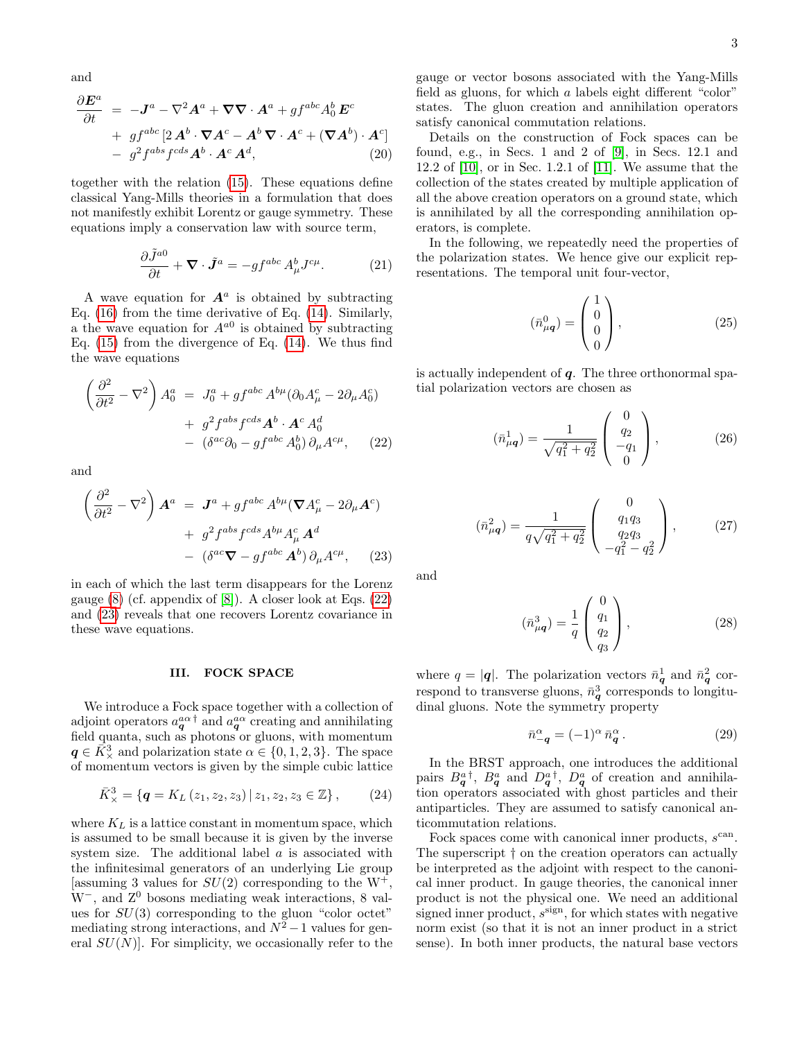and

$$
\begin{aligned}
\frac{\partial \boldsymbol{E}^a}{\partial t} &= -\boldsymbol{J}^a - \nabla^2 \boldsymbol{A}^a + \boldsymbol{\nabla}\boldsymbol{\nabla}\cdot\boldsymbol{A}^a + g f^{abc} A_0^b \, \boldsymbol{E}^c \\
&+ g f^{abc} \left[ 2\, \boldsymbol{A}^b \cdot \boldsymbol{\nabla} \boldsymbol{A}^c - \boldsymbol{A}^b \, \boldsymbol{\nabla}\cdot\boldsymbol{A}^c + (\boldsymbol{\nabla}\boldsymbol{A}^b)\cdot\boldsymbol{A}^c \right] \\
&- g^2 f^{abs} f^{cds} \boldsymbol{A}^b \cdot \boldsymbol{A}^c \, \boldsymbol{A}^d, \qquad (20)
\end{aligned}
$$

together with the relation (15). These equations define classical Yang-Mills theories in a formulation that does not manifestly exhibit Lorentz or gauge symmetry. These equations imply a conservation law with source term,

$$
\frac{\partial \tilde{J}^{a0}}{\partial t} + \boldsymbol{\nabla}\cdot\tilde{\boldsymbol{J}}^a = -g f^{abc} A_\mu^b J^{c\mu}. \qquad (21)
$$

A wave equation for $\boldsymbol{A}^a$ is obtained by subtracting Eq. (16) from the time derivative of Eq. (14). Similarly, a the wave equation for $A^{a0}$ is obtained by subtracting Eq. (15) from the divergence of Eq. (14). We thus find the wave equations

$$
\begin{aligned}
\left(\frac{\partial^2}{\partial t^2} - \nabla^2\right) A_0^a &= J_0^a + g f^{abc} A^{b\mu} (\partial_0 A_\mu^c - 2\partial_\mu A_0^c) \\
&+ g^2 f^{abs} f^{cds} \boldsymbol{A}^b \cdot \boldsymbol{A}^c \, A_0^d \\
&- (\delta^{ac}\partial_0 - g f^{abc} A_0^b)\, \partial_\mu A^{c\mu}, \qquad (22)
\end{aligned}
$$

and

$$
\begin{aligned}
\left(\frac{\partial^2}{\partial t^2} - \nabla^2\right) \boldsymbol{A}^a &= \boldsymbol{J}^a + g f^{abc} A^{b\mu} (\boldsymbol{\nabla} A_\mu^c - 2\partial_\mu \boldsymbol{A}^c) \\
&+ g^2 f^{abs} f^{cds} A^{b\mu} A_\mu^c \, \boldsymbol{A}^d \\
&- (\delta^{ac}\boldsymbol{\nabla} - g f^{abc} \boldsymbol{A}^b)\, \partial_\mu A^{c\mu}, \qquad (23)
\end{aligned}
$$

in each of which the last term disappears for the Lorenz gauge (8) (cf. appendix of [8]). A closer look at Eqs. (22) and (23) reveals that one recovers Lorentz covariance in these wave equations.

## III. FOCK SPACE

We introduce a Fock space together with a collection of adjoint operators $a_{\boldsymbol{q}}^{a\alpha\,\dagger}$ and $a_{\boldsymbol{q}}^{a\alpha}$ creating and annihilating field quanta, such as photons or gluons, with momentum $\boldsymbol{q} \in \bar{K}_\times^3$ and polarization state $\alpha \in \{0,1,2,3\}$. The space of momentum vectors is given by the simple cubic lattice

$$
\bar{K}_\times^3 = \{ \boldsymbol{q} = K_L\,(z_1, z_2, z_3) \,|\, z_1, z_2, z_3 \in \mathbb{Z} \}, \qquad (24)
$$

where $K_L$ is a lattice constant in momentum space, which is assumed to be small because it is given by the inverse system size. The additional label $a$ is associated with the infinitesimal generators of an underlying Lie group [assuming 3 values for $SU(2)$ corresponding to the $W^+$, $W^-$, and $Z^0$ bosons mediating weak interactions, 8 values for $SU(3)$ corresponding to the gluon "color octet" mediating strong interactions, and $N^2-1$ values for general $SU(N)$]. For simplicity, we occasionally refer to the gauge or vector bosons associated with the Yang-Mills field as gluons, for which $a$ labels eight different "color" states. The gluon creation and annihilation operators satisfy canonical commutation relations.

Details on the construction of Fock spaces can be found, e.g., in Secs. 1 and 2 of [9], in Secs. 12.1 and 12.2 of [10], or in Sec. 1.2.1 of [11]. We assume that the collection of the states created by multiple application of all the above creation operators on a ground state, which is annihilated by all the corresponding annihilation operators, is complete.

In the following, we repeatedly need the properties of the polarization states. We hence give our explicit representations. The temporal unit four-vector,

$$
(\bar{n}_{\mu\boldsymbol{q}}^0) = \begin{pmatrix} 1 \\ 0 \\ 0 \\ 0 \end{pmatrix}, \qquad (25)
$$

is actually independent of $\boldsymbol{q}$. The three orthonormal spatial polarization vectors are chosen as

$$
(\bar{n}_{\mu\boldsymbol{q}}^1) = \frac{1}{\sqrt{q_1^2+q_2^2}} \begin{pmatrix} 0 \\ q_2 \\ -q_1 \\ 0 \end{pmatrix}, \qquad (26)
$$

$$
(\bar{n}_{\mu\boldsymbol{q}}^2) = \frac{1}{q\sqrt{q_1^2+q_2^2}} \begin{pmatrix} 0 \\ q_1 q_3 \\ q_2 q_3 \\ -q_1^2 - q_2^2 \end{pmatrix}, \qquad (27)
$$

and

$$
(\bar{n}_{\mu\boldsymbol{q}}^3) = \frac{1}{q} \begin{pmatrix} 0 \\ q_1 \\ q_2 \\ q_3 \end{pmatrix}, \qquad (28)
$$

where $q = |\boldsymbol{q}|$. The polarization vectors $\bar{n}_{\boldsymbol{q}}^1$ and $\bar{n}_{\boldsymbol{q}}^2$ correspond to transverse gluons, $\bar{n}_{\boldsymbol{q}}^3$ corresponds to longitudinal gluons. Note the symmetry property

$$
\bar{n}_{-\boldsymbol{q}}^\alpha = (-1)^\alpha \, \bar{n}_{\boldsymbol{q}}^\alpha. \qquad (29)
$$

In the BRST approach, one introduces the additional pairs $B_{\boldsymbol{q}}^{a\,\dagger}$, $B_{\boldsymbol{q}}^a$ and $D_{\boldsymbol{q}}^{a\,\dagger}$, $D_{\boldsymbol{q}}^a$ of creation and annihilation operators associated with ghost particles and their antiparticles. They are assumed to satisfy canonical anticommutation relations.

Fock spaces come with canonical inner products, $s^{\rm can}$. The superscript $\dagger$ on the creation operators can actually be interpreted as the adjoint with respect to the canonical inner product. In gauge theories, the canonical inner product is not the physical one. We need an additional signed inner product, $s^{\rm sign}$, for which states with negative norm exist (so that it is not an inner product in a strict sense). In both inner products, the natural base vectors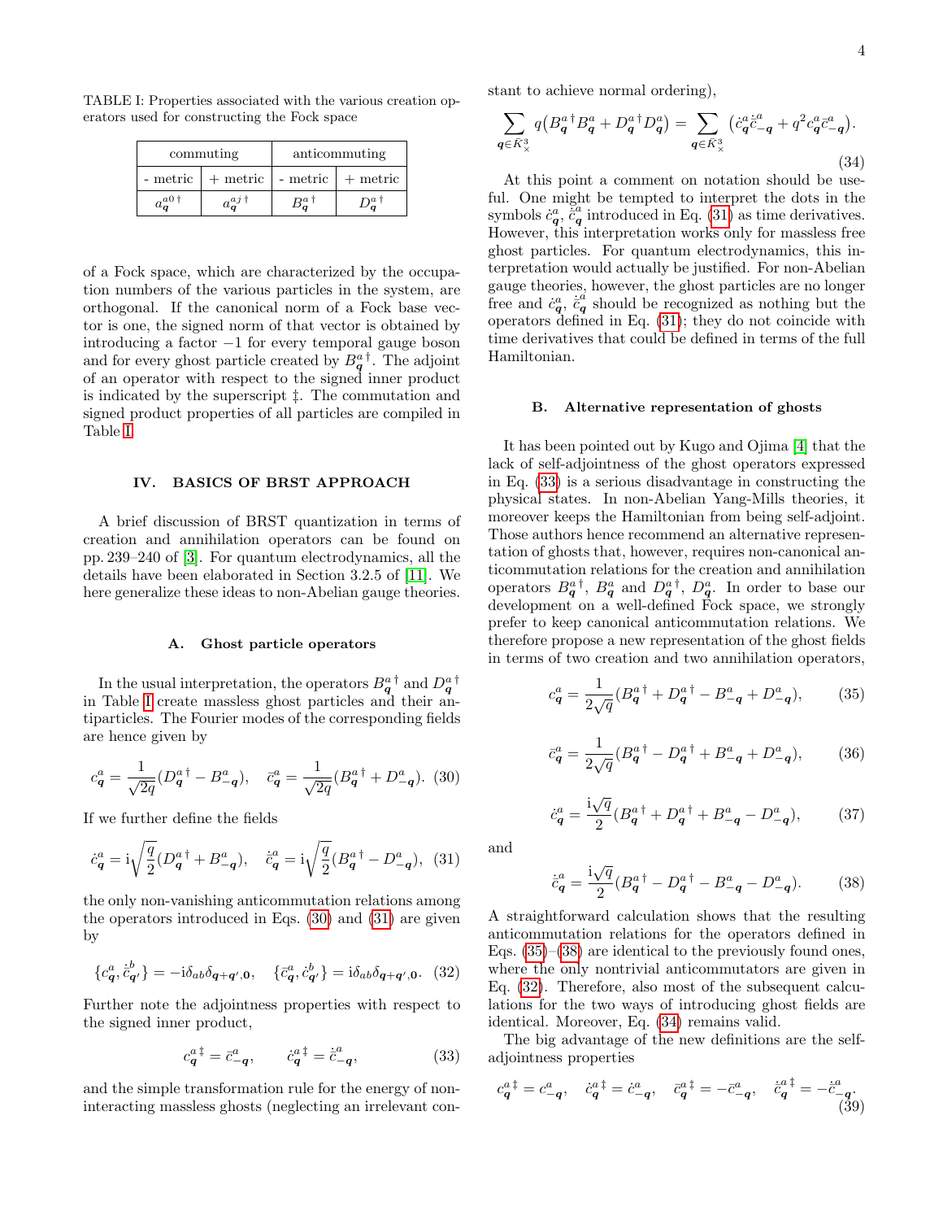TABLE I: Properties associated with the various creation operators used for constructing the Fock space

| commuting | | anticommuting | |
|---|---|---|---|
| - metric | + metric | - metric | + metric |
| $a_{\boldsymbol{q}}^{a0\,\dagger}$ | $a_{\boldsymbol{q}}^{aj\,\dagger}$ | $B_{\boldsymbol{q}}^{a\,\dagger}$ | $D_{\boldsymbol{q}}^{a\,\dagger}$ |

of a Fock space, which are characterized by the occupation numbers of the various particles in the system, are orthogonal. If the canonical norm of a Fock base vector is one, the signed norm of that vector is obtained by introducing a factor $-1$ for every temporal gauge boson and for every ghost particle created by $B_{\boldsymbol{q}}^{a\,\dagger}$. The adjoint of an operator with respect to the signed inner product is indicated by the superscript ‡. The commutation and signed product properties of all particles are compiled in Table I.

## IV. BASICS OF BRST APPROACH

A brief discussion of BRST quantization in terms of creation and annihilation operators can be found on pp. 239–240 of [3]. For quantum electrodynamics, all the details have been elaborated in Section 3.2.5 of [11]. We here generalize these ideas to non-Abelian gauge theories.

### A. Ghost particle operators

In the usual interpretation, the operators $B_{\boldsymbol{q}}^{a\,\dagger}$ and $D_{\boldsymbol{q}}^{a\,\dagger}$ in Table I create massless ghost particles and their antiparticles. The Fourier modes of the corresponding fields are hence given by

$$c_{\boldsymbol{q}}^{a} = \frac{1}{\sqrt{2q}}(D_{\boldsymbol{q}}^{a\,\dagger} - B_{-\boldsymbol{q}}^{a}), \quad \bar{c}_{\boldsymbol{q}}^{a} = \frac{1}{\sqrt{2q}}(B_{\boldsymbol{q}}^{a\,\dagger} + D_{-\boldsymbol{q}}^{a}). \tag{30}$$

If we further define the fields

$$\dot{c}_{\boldsymbol{q}}^{a} = \mathrm{i}\sqrt{\frac{q}{2}}(D_{\boldsymbol{q}}^{a\,\dagger} + B_{-\boldsymbol{q}}^{a}), \quad \dot{\bar{c}}_{\boldsymbol{q}}^{a} = \mathrm{i}\sqrt{\frac{q}{2}}(B_{\boldsymbol{q}}^{a\,\dagger} - D_{-\boldsymbol{q}}^{a}), \tag{31}$$

the only non-vanishing anticommutation relations among the operators introduced in Eqs. (30) and (31) are given by

$$\{c_{\boldsymbol{q}}^{a}, \dot{\bar{c}}_{\boldsymbol{q}'}^{b}\} = -\mathrm{i}\delta_{ab}\delta_{\boldsymbol{q}+\boldsymbol{q}',\boldsymbol{0}}, \quad \{\bar{c}_{\boldsymbol{q}}^{a}, \dot{c}_{\boldsymbol{q}'}^{b}\} = \mathrm{i}\delta_{ab}\delta_{\boldsymbol{q}+\boldsymbol{q}',\boldsymbol{0}}. \tag{32}$$

Further note the adjointness properties with respect to the signed inner product,

$$c_{\boldsymbol{q}}^{a\,\ddagger} = \bar{c}_{-\boldsymbol{q}}^{a}, \qquad \dot{c}_{\boldsymbol{q}}^{a\,\ddagger} = \dot{\bar{c}}_{-\boldsymbol{q}}^{a}, \tag{33}$$

and the simple transformation rule for the energy of noninteracting massless ghosts (neglecting an irrelevant constant to achieve normal ordering),

$$\sum_{\boldsymbol{q}\in\bar{K}_\times^3} q\big(B_{\boldsymbol{q}}^{a\,\dagger}B_{\boldsymbol{q}}^{a} + D_{\boldsymbol{q}}^{a\,\dagger}D_{\boldsymbol{q}}^{a}\big) = \sum_{\boldsymbol{q}\in\bar{K}_\times^3}\big(\dot{c}_{\boldsymbol{q}}^{a}\dot{\bar{c}}_{-\boldsymbol{q}}^{a} + q^2 c_{\boldsymbol{q}}^{a}\bar{c}_{-\boldsymbol{q}}^{a}\big). \tag{34}$$

At this point a comment on notation should be useful. One might be tempted to interpret the dots in the symbols $\dot{c}_{\boldsymbol{q}}^{a}$, $\dot{\bar{c}}_{\boldsymbol{q}}^{a}$ introduced in Eq. (31) as time derivatives. However, this interpretation works only for massless free ghost particles. For quantum electrodynamics, this interpretation would actually be justified. For non-Abelian gauge theories, however, the ghost particles are no longer free and $\dot{c}_{\boldsymbol{q}}^{a}$, $\dot{\bar{c}}_{\boldsymbol{q}}^{a}$ should be recognized as nothing but the operators defined in Eq. (31); they do not coincide with time derivatives that could be defined in terms of the full Hamiltonian.

### B. Alternative representation of ghosts

It has been pointed out by Kugo and Ojima [4] that the lack of self-adjointness of the ghost operators expressed in Eq. (33) is a serious disadvantage in constructing the physical states. In non-Abelian Yang-Mills theories, it moreover keeps the Hamiltonian from being self-adjoint. Those authors hence recommend an alternative representation of ghosts that, however, requires non-canonical anticommutation relations for the creation and annihilation operators $B_{\boldsymbol{q}}^{a\,\dagger}$, $B_{\boldsymbol{q}}^{a}$ and $D_{\boldsymbol{q}}^{a\,\dagger}$, $D_{\boldsymbol{q}}^{a}$. In order to base our development on a well-defined Fock space, we strongly prefer to keep canonical anticommutation relations. We therefore propose a new representation of the ghost fields in terms of two creation and two annihilation operators,

$$c_{\boldsymbol{q}}^{a} = \frac{1}{2\sqrt{q}}(B_{\boldsymbol{q}}^{a\,\dagger} + D_{\boldsymbol{q}}^{a\,\dagger} - B_{-\boldsymbol{q}}^{a} + D_{-\boldsymbol{q}}^{a}), \tag{35}$$

$$\bar{c}_{\boldsymbol{q}}^{a} = \frac{1}{2\sqrt{q}}(B_{\boldsymbol{q}}^{a\,\dagger} - D_{\boldsymbol{q}}^{a\,\dagger} + B_{-\boldsymbol{q}}^{a} + D_{-\boldsymbol{q}}^{a}), \tag{36}$$

$$\dot{c}_{\boldsymbol{q}}^{a} = \frac{\mathrm{i}\sqrt{q}}{2}(B_{\boldsymbol{q}}^{a\,\dagger} + D_{\boldsymbol{q}}^{a\,\dagger} + B_{-\boldsymbol{q}}^{a} - D_{-\boldsymbol{q}}^{a}), \tag{37}$$

and

$$\dot{\bar{c}}_{\boldsymbol{q}}^{a} = \frac{\mathrm{i}\sqrt{q}}{2}(B_{\boldsymbol{q}}^{a\,\dagger} - D_{\boldsymbol{q}}^{a\,\dagger} - B_{-\boldsymbol{q}}^{a} - D_{-\boldsymbol{q}}^{a}). \tag{38}$$

A straightforward calculation shows that the resulting anticommutation relations for the operators defined in Eqs. (35)–(38) are identical to the previously found ones, where the only nontrivial anticommutators are given in Eq. (32). Therefore, also most of the subsequent calculations for the two ways of introducing ghost fields are identical. Moreover, Eq. (34) remains valid.

The big advantage of the new definitions are the self-adjointness properties

$$c_{\boldsymbol{q}}^{a\,\ddagger} = c_{-\boldsymbol{q}}^{a}, \quad \dot{c}_{\boldsymbol{q}}^{a\,\ddagger} = \dot{c}_{-\boldsymbol{q}}^{a}, \quad \bar{c}_{\boldsymbol{q}}^{a\,\ddagger} = -\bar{c}_{-\boldsymbol{q}}^{a}, \quad \dot{\bar{c}}_{\boldsymbol{q}}^{a\,\ddagger} = -\dot{\bar{c}}_{-\boldsymbol{q}}^{a}. \tag{39}$$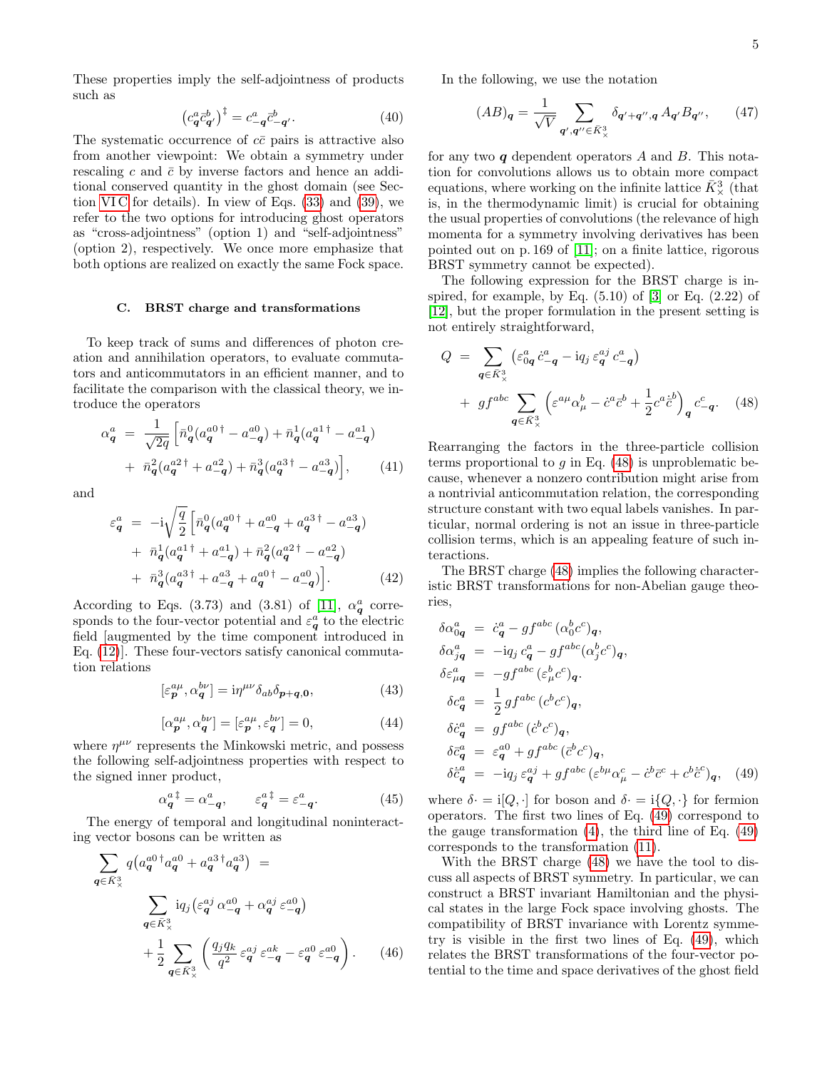These properties imply the self-adjointness of products such as

$$\left(c^a_{\boldsymbol{q}}\bar{c}^b_{\boldsymbol{q}'}\right)^\ddagger = c^a_{-\boldsymbol{q}}\bar{c}^b_{-\boldsymbol{q}'}. \tag{40}$$

The systematic occurrence of $c\bar{c}$ pairs is attractive also from another viewpoint: We obtain a symmetry under rescaling $c$ and $\bar{c}$ by inverse factors and hence an additional conserved quantity in the ghost domain (see Section VI C for details). In view of Eqs. (33) and (39), we refer to the two options for introducing ghost operators as "cross-adjointness" (option 1) and "self-adjointness" (option 2), respectively. We once more emphasize that both options are realized on exactly the same Fock space.

### C. BRST charge and transformations

To keep track of sums and differences of photon creation and annihilation operators, to evaluate commutators and anticommutators in an efficient manner, and to facilitate the comparison with the classical theory, we introduce the operators

$$\begin{aligned}\alpha^a_{\boldsymbol{q}} &= \frac{1}{\sqrt{2q}}\Big[\bar{n}^0_{\boldsymbol{q}}(a^{a0\,\dagger}_{\boldsymbol{q}} - a^{a0}_{-\boldsymbol{q}}) + \bar{n}^1_{\boldsymbol{q}}(a^{a1\,\dagger}_{\boldsymbol{q}} - a^{a1}_{-\boldsymbol{q}}) \\ &+ \bar{n}^2_{\boldsymbol{q}}(a^{a2\,\dagger}_{\boldsymbol{q}} + a^{a2}_{-\boldsymbol{q}}) + \bar{n}^3_{\boldsymbol{q}}(a^{a3\,\dagger}_{\boldsymbol{q}} - a^{a3}_{-\boldsymbol{q}})\Big], \end{aligned}\tag{41}$$

and

$$\begin{aligned}\varepsilon^a_{\boldsymbol{q}} &= -\mathrm{i}\sqrt{\frac{q}{2}}\Big[\bar{n}^0_{\boldsymbol{q}}(a^{a0\,\dagger}_{\boldsymbol{q}} + a^{a0}_{-\boldsymbol{q}} + a^{a3\,\dagger}_{\boldsymbol{q}} - a^{a3}_{-\boldsymbol{q}}) \\ &+ \bar{n}^1_{\boldsymbol{q}}(a^{a1\,\dagger}_{\boldsymbol{q}} + a^{a1}_{-\boldsymbol{q}}) + \bar{n}^2_{\boldsymbol{q}}(a^{a2\,\dagger}_{\boldsymbol{q}} - a^{a2}_{-\boldsymbol{q}}) \\ &+ \bar{n}^3_{\boldsymbol{q}}(a^{a3\,\dagger}_{\boldsymbol{q}} + a^{a3}_{-\boldsymbol{q}} + a^{a0\,\dagger}_{\boldsymbol{q}} - a^{a0}_{-\boldsymbol{q}})\Big].\end{aligned}\tag{42}$$

According to Eqs. (3.73) and (3.81) of [11], $\alpha^a_{\boldsymbol{q}}$ corresponds to the four-vector potential and $\varepsilon^a_{\boldsymbol{q}}$ to the electric field [augmented by the time component introduced in Eq. (12)]. These four-vectors satisfy canonical commutation relations

$$[\varepsilon^{a\mu}_{\boldsymbol{p}}, \alpha^{b\nu}_{\boldsymbol{q}}] = \mathrm{i}\eta^{\mu\nu}\delta_{ab}\delta_{\boldsymbol{p}+\boldsymbol{q},\boldsymbol{0}}, \tag{43}$$

$$[\alpha^{a\mu}_{\boldsymbol{p}}, \alpha^{b\nu}_{\boldsymbol{q}}] = [\varepsilon^{a\mu}_{\boldsymbol{p}}, \varepsilon^{b\nu}_{\boldsymbol{q}}] = 0, \tag{44}$$

where $\eta^{\mu\nu}$ represents the Minkowski metric, and possess the following self-adjointness properties with respect to the signed inner product,

$$\alpha^{a\,\ddagger}_{\boldsymbol{q}} = \alpha^a_{-\boldsymbol{q}}, \qquad \varepsilon^{a\,\ddagger}_{\boldsymbol{q}} = \varepsilon^a_{-\boldsymbol{q}}. \tag{45}$$

The energy of temporal and longitudinal noninteracting vector bosons can be written as

$$\begin{aligned}\sum_{\boldsymbol{q}\in\bar{K}^3_\times} q\big(a^{a0\,\dagger}_{\boldsymbol{q}}a^{a0}_{\boldsymbol{q}} + a^{a3\,\dagger}_{\boldsymbol{q}}a^{a3}_{\boldsymbol{q}}\big) &= \\ \sum_{\boldsymbol{q}\in\bar{K}^3_\times} \mathrm{i}q_j\big(\varepsilon^{aj}_{\boldsymbol{q}}\,\alpha^{a0}_{-\boldsymbol{q}} + \alpha^{aj}_{\boldsymbol{q}}\,\varepsilon^{a0}_{-\boldsymbol{q}}\big) \\ +\frac{1}{2}\sum_{\boldsymbol{q}\in\bar{K}^3_\times}\left(\frac{q_jq_k}{q^2}\,\varepsilon^{aj}_{\boldsymbol{q}}\,\varepsilon^{ak}_{-\boldsymbol{q}} - \varepsilon^{a0}_{\boldsymbol{q}}\,\varepsilon^{a0}_{-\boldsymbol{q}}\right).\end{aligned}\tag{46}$$

In the following, we use the notation

$$(AB)_{\boldsymbol{q}} = \frac{1}{\sqrt{V}}\sum_{\boldsymbol{q}',\boldsymbol{q}''\in\bar{K}^3_\times}\delta_{\boldsymbol{q}'+\boldsymbol{q}'',\boldsymbol{q}}\,A_{\boldsymbol{q}'}B_{\boldsymbol{q}''}, \tag{47}$$

for any two $\boldsymbol{q}$ dependent operators $A$ and $B$. This notation for convolutions allows us to obtain more compact equations, where working on the infinite lattice $\bar{K}^3_\times$ (that is, in the thermodynamic limit) is crucial for obtaining the usual properties of convolutions (the relevance of high momenta for a symmetry involving derivatives has been pointed out on p. 169 of [11]; on a finite lattice, rigorous BRST symmetry cannot be expected).

The following expression for the BRST charge is inspired, for example, by Eq. (5.10) of [3] or Eq. (2.22) of [12], but the proper formulation in the present setting is not entirely straightforward,

$$\begin{aligned}Q &= \sum_{\boldsymbol{q}\in\bar{K}^3_\times}\big(\varepsilon^a_{0\boldsymbol{q}}\,\dot{c}^a_{-\boldsymbol{q}} - \mathrm{i}q_j\,\varepsilon^{aj}_{\boldsymbol{q}}\,c^a_{-\boldsymbol{q}}\big) \\ &+ gf^{abc}\sum_{\boldsymbol{q}\in\bar{K}^3_\times}\left(\varepsilon^{a\mu}\alpha^b_\mu - \dot{c}^a\bar{c}^b + \frac{1}{2}c^a\dot{\bar{c}}^b\right)_{\boldsymbol{q}}c^c_{-\boldsymbol{q}}.\end{aligned}\tag{48}$$

Rearranging the factors in the three-particle collision terms proportional to $g$ in Eq. (48) is unproblematic because, whenever a nonzero contribution might arise from a nontrivial anticommutation relation, the corresponding structure constant with two equal labels vanishes. In particular, normal ordering is not an issue in three-particle collision terms, which is an appealing feature of such interactions.

The BRST charge (48) implies the following characteristic BRST transformations for non-Abelian gauge theories,

$$\begin{aligned}\delta\alpha^a_{0\boldsymbol{q}} &= \dot{c}^a_{\boldsymbol{q}} - gf^{abc}\,(\alpha^b_0c^c)_{\boldsymbol{q}}, \\ \delta\alpha^a_{j\boldsymbol{q}} &= -\mathrm{i}q_j\,c^a_{\boldsymbol{q}} - gf^{abc}(\alpha^b_jc^c)_{\boldsymbol{q}}, \\ \delta\varepsilon^a_{\mu\boldsymbol{q}} &= -gf^{abc}\,(\varepsilon^b_\mu c^c)_{\boldsymbol{q}}, \\ \delta c^a_{\boldsymbol{q}} &= \frac{1}{2}\,gf^{abc}\,(c^bc^c)_{\boldsymbol{q}}, \\ \delta\dot{c}^a_{\boldsymbol{q}} &= gf^{abc}\,(\dot{c}^bc^c)_{\boldsymbol{q}}, \\ \delta\bar{c}^a_{\boldsymbol{q}} &= \varepsilon^{a0}_{\boldsymbol{q}} + gf^{abc}\,(\bar{c}^bc^c)_{\boldsymbol{q}}, \\ \delta\dot{\bar{c}}^a_{\boldsymbol{q}} &= -\mathrm{i}q_j\,\varepsilon^{aj}_{\boldsymbol{q}} + gf^{abc}\,(\varepsilon^{b\mu}\alpha^c_\mu - \dot{c}^b\bar{c}^c + c^b\dot{\bar{c}}^c)_{\boldsymbol{q}},\end{aligned}\tag{49}$$

where $\delta\cdot = \mathrm{i}[Q,\cdot]$ for boson and $\delta\cdot = \mathrm{i}\{Q,\cdot\}$ for fermion operators. The first two lines of Eq. (49) correspond to the gauge transformation (4), the third line of Eq. (49) corresponds to the transformation (11).

With the BRST charge (48) we have the tool to discuss all aspects of BRST symmetry. In particular, we can construct a BRST invariant Hamiltonian and the physical states in the large Fock space involving ghosts. The compatibility of BRST invariance with Lorentz symmetry is visible in the first two lines of Eq. (49), which relates the BRST transformations of the four-vector potential to the time and space derivatives of the ghost field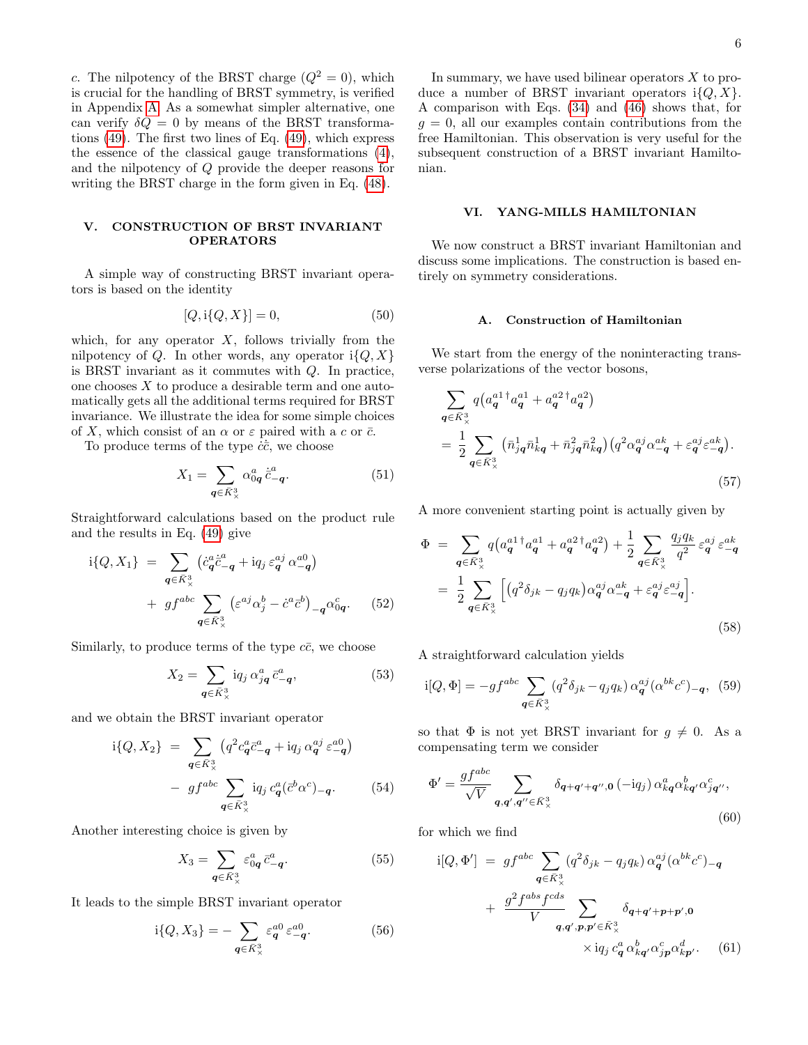$c$. The nilpotency of the BRST charge ($Q^2 = 0$), which is crucial for the handling of BRST symmetry, is verified in Appendix A. As a somewhat simpler alternative, one can verify $\delta Q = 0$ by means of the BRST transformations (49). The first two lines of Eq. (49), which express the essence of the classical gauge transformations (4), and the nilpotency of $Q$ provide the deeper reasons for writing the BRST charge in the form given in Eq. (48).

## V. CONSTRUCTION OF BRST INVARIANT OPERATORS

A simple way of constructing BRST invariant operators is based on the identity

$$[Q, \mathrm{i}\{Q, X\}] = 0, \tag{50}$$

which, for any operator $X$, follows trivially from the nilpotency of $Q$. In other words, any operator $\mathrm{i}\{Q, X\}$ is BRST invariant as it commutes with $Q$. In practice, one chooses $X$ to produce a desirable term and one automatically gets all the additional terms required for BRST invariance. We illustrate the idea for some simple choices of $X$, which consist of an $\alpha$ or $\varepsilon$ paired with a $c$ or $\bar{c}$.

To produce terms of the type $\dot{c}\dot{\bar{c}}$, we choose

$$X_1 = \sum_{\boldsymbol{q}\in\bar{K}^3_\times} \alpha^a_{0\boldsymbol{q}}\, \dot{\bar{c}}^a_{-\boldsymbol{q}}. \tag{51}$$

Straightforward calculations based on the product rule and the results in Eq. (49) give

$$\begin{aligned}\mathrm{i}\{Q, X_1\} &= \sum_{\boldsymbol{q}\in\bar{K}^3_\times} \left(\dot{c}^a_{\boldsymbol{q}}\dot{\bar{c}}^a_{-\boldsymbol{q}} + \mathrm{i}q_j\, \varepsilon^{aj}_{\boldsymbol{q}}\, \alpha^{a0}_{-\boldsymbol{q}}\right) \\ &\quad + g f^{abc} \sum_{\boldsymbol{q}\in\bar{K}^3_\times} \left(\varepsilon^{aj}\alpha^b_j - \dot{c}^a\bar{c}^b\right)_{-\boldsymbol{q}} \alpha^c_{0\boldsymbol{q}}.\end{aligned} \tag{52}$$

Similarly, to produce terms of the type $c\bar{c}$, we choose

$$X_2 = \sum_{\boldsymbol{q}\in\bar{K}^3_\times} \mathrm{i}q_j\, \alpha^a_{j\boldsymbol{q}}\, \bar{c}^a_{-\boldsymbol{q}}, \tag{53}$$

and we obtain the BRST invariant operator

$$\begin{aligned}\mathrm{i}\{Q, X_2\} &= \sum_{\boldsymbol{q}\in\bar{K}^3_\times} \left(q^2 c^a_{\boldsymbol{q}}\bar{c}^a_{-\boldsymbol{q}} + \mathrm{i}q_j\, \alpha^{aj}_{\boldsymbol{q}}\, \varepsilon^{a0}_{-\boldsymbol{q}}\right) \\ &\quad - g f^{abc} \sum_{\boldsymbol{q}\in\bar{K}^3_\times} \mathrm{i}q_j\, c^a_{\boldsymbol{q}}(\bar{c}^b\alpha^c)_{-\boldsymbol{q}}.\end{aligned} \tag{54}$$

Another interesting choice is given by

$$X_3 = \sum_{\boldsymbol{q}\in\bar{K}^3_\times} \varepsilon^a_{0\boldsymbol{q}}\, \bar{c}^a_{-\boldsymbol{q}}. \tag{55}$$

It leads to the simple BRST invariant operator

$$\mathrm{i}\{Q, X_3\} = -\sum_{\boldsymbol{q}\in\bar{K}^3_\times} \varepsilon^{a0}_{\boldsymbol{q}}\, \varepsilon^{a0}_{-\boldsymbol{q}}. \tag{56}$$

In summary, we have used bilinear operators $X$ to produce a number of BRST invariant operators $\mathrm{i}\{Q, X\}$. A comparison with Eqs. (34) and (46) shows that, for $g = 0$, all our examples contain contributions from the free Hamiltonian. This observation is very useful for the subsequent construction of a BRST invariant Hamiltonian.

## VI. YANG-MILLS HAMILTONIAN

We now construct a BRST invariant Hamiltonian and discuss some implications. The construction is based entirely on symmetry considerations.

### A. Construction of Hamiltonian

We start from the energy of the noninteracting transverse polarizations of the vector bosons,

$$\begin{aligned}&\sum_{\boldsymbol{q}\in\bar{K}^3_\times} q\left(a^{a1\,\dagger}_{\boldsymbol{q}} a^{a1}_{\boldsymbol{q}} + a^{a2\,\dagger}_{\boldsymbol{q}} a^{a2}_{\boldsymbol{q}}\right) \\ &= \frac{1}{2} \sum_{\boldsymbol{q}\in\bar{K}^3_\times} \left(\bar{n}^1_{j\boldsymbol{q}}\bar{n}^1_{k\boldsymbol{q}} + \bar{n}^2_{j\boldsymbol{q}}\bar{n}^2_{k\boldsymbol{q}}\right)\left(q^2\alpha^{aj}_{\boldsymbol{q}}\alpha^{ak}_{-\boldsymbol{q}} + \varepsilon^{aj}_{\boldsymbol{q}}\varepsilon^{ak}_{-\boldsymbol{q}}\right).\end{aligned} \tag{57}$$

A more convenient starting point is actually given by

$$\begin{aligned}\Phi &= \sum_{\boldsymbol{q}\in\bar{K}^3_\times} q\left(a^{a1\,\dagger}_{\boldsymbol{q}} a^{a1}_{\boldsymbol{q}} + a^{a2\,\dagger}_{\boldsymbol{q}} a^{a2}_{\boldsymbol{q}}\right) + \frac{1}{2} \sum_{\boldsymbol{q}\in\bar{K}^3_\times} \frac{q_j q_k}{q^2}\, \varepsilon^{aj}_{\boldsymbol{q}}\, \varepsilon^{ak}_{-\boldsymbol{q}} \\ &= \frac{1}{2} \sum_{\boldsymbol{q}\in\bar{K}^3_\times} \left[\left(q^2\delta_{jk} - q_j q_k\right)\alpha^{aj}_{\boldsymbol{q}}\alpha^{ak}_{-\boldsymbol{q}} + \varepsilon^{aj}_{\boldsymbol{q}}\varepsilon^{aj}_{-\boldsymbol{q}}\right].\end{aligned} \tag{58}$$

A straightforward calculation yields

$$\mathrm{i}[Q, \Phi] = -g f^{abc} \sum_{\boldsymbol{q}\in\bar{K}^3_\times} (q^2\delta_{jk} - q_j q_k)\, \alpha^{aj}_{\boldsymbol{q}}\, (\alpha^{bk} c^c)_{-\boldsymbol{q}}, \tag{59}$$

so that $\Phi$ is not yet BRST invariant for $g \neq 0$. As a compensating term we consider

$$\Phi' = \frac{g f^{abc}}{\sqrt{V}} \sum_{\boldsymbol{q},\boldsymbol{q}',\boldsymbol{q}''\in\bar{K}^3_\times} \delta_{\boldsymbol{q}+\boldsymbol{q}'+\boldsymbol{q}'',\boldsymbol{0}}\, (-\mathrm{i}q_j)\, \alpha^a_{k\boldsymbol{q}}\alpha^b_{k\boldsymbol{q}'}\alpha^c_{j\boldsymbol{q}''}, \tag{60}$$

for which we find

$$\begin{aligned}\mathrm{i}[Q, \Phi'] &= g f^{abc} \sum_{\boldsymbol{q}\in\bar{K}^3_\times} (q^2\delta_{jk} - q_j q_k)\, \alpha^{aj}_{\boldsymbol{q}}\, (\alpha^{bk} c^c)_{-\boldsymbol{q}} \\ &\quad + \frac{g^2 f^{abs} f^{cds}}{V} \sum_{\boldsymbol{q},\boldsymbol{q}',\boldsymbol{p},\boldsymbol{p}'\in\bar{K}^3_\times} \delta_{\boldsymbol{q}+\boldsymbol{q}'+\boldsymbol{p}+\boldsymbol{p}',\boldsymbol{0}} \\ &\qquad \times \mathrm{i}q_j\, c^a_{\boldsymbol{q}}\, \alpha^b_{k\boldsymbol{q}'}\alpha^c_{j\boldsymbol{p}}\alpha^d_{k\boldsymbol{p}'}.\end{aligned} \tag{61}$$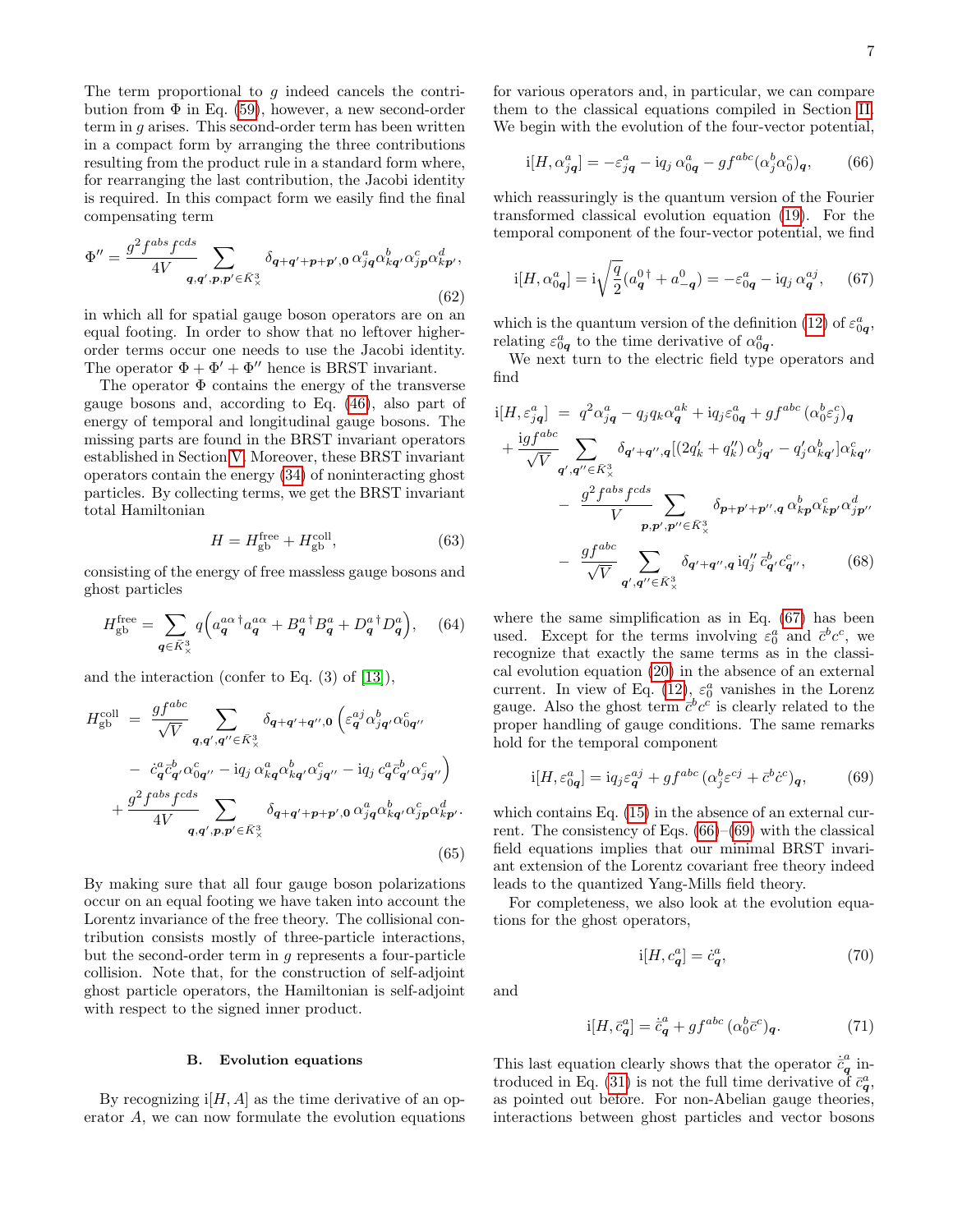The term proportional to $g$ indeed cancels the contribution from $\Phi$ in Eq. (59), however, a new second-order term in $g$ arises. This second-order term has been written in a compact form by arranging the three contributions resulting from the product rule in a standard form where, for rearranging the last contribution, the Jacobi identity is required. In this compact form we easily find the final compensating term

$$\Phi'' = \frac{g^2 f^{abs} f^{cds}}{4V} \sum_{\boldsymbol{q},\boldsymbol{q}',\boldsymbol{p},\boldsymbol{p}' \in \bar{K}^3_\times} \delta_{\boldsymbol{q}+\boldsymbol{q}'+\boldsymbol{p}+\boldsymbol{p}',\boldsymbol{0}}\, \alpha^a_{j\boldsymbol{q}} \alpha^b_{k\boldsymbol{q}'} \alpha^c_{j\boldsymbol{p}} \alpha^d_{k\boldsymbol{p}'}, \tag{62}$$

in which all for spatial gauge boson operators are on an equal footing. In order to show that no leftover higher-order terms occur one needs to use the Jacobi identity. The operator $\Phi + \Phi' + \Phi''$ hence is BRST invariant.

The operator $\Phi$ contains the energy of the transverse gauge bosons and, according to Eq. (46), also part of energy of temporal and longitudinal gauge bosons. The missing parts are found in the BRST invariant operators established in Section V. Moreover, these BRST invariant operators contain the energy (34) of noninteracting ghost particles. By collecting terms, we get the BRST invariant total Hamiltonian

$$H = H^{\rm free}_{\rm gb} + H^{\rm coll}_{\rm gb}, \tag{63}$$

consisting of the energy of free massless gauge bosons and ghost particles

$$H^{\rm free}_{\rm gb} = \sum_{\boldsymbol{q} \in \bar{K}^3_\times} q \Big( a^{a\alpha\,\dagger}_{\boldsymbol{q}} a^{a\alpha}_{\boldsymbol{q}} + B^{a\,\dagger}_{\boldsymbol{q}} B^a_{\boldsymbol{q}} + D^{a\,\dagger}_{\boldsymbol{q}} D^a_{\boldsymbol{q}} \Big), \tag{64}$$

and the interaction (confer to Eq. (3) of [13]),

$$\begin{aligned} H^{\rm coll}_{\rm gb} \;=\; & \frac{g f^{abc}}{\sqrt{V}} \sum_{\boldsymbol{q},\boldsymbol{q}',\boldsymbol{q}'' \in \bar{K}^3_\times} \delta_{\boldsymbol{q}+\boldsymbol{q}'+\boldsymbol{q}'',\boldsymbol{0}} \Big( \varepsilon^{aj}_{\boldsymbol{q}} \alpha^b_{j\boldsymbol{q}'} \alpha^c_{0\boldsymbol{q}''} \\ & - \dot{c}^a_{\boldsymbol{q}} \bar{c}^b_{\boldsymbol{q}'} \alpha^c_{0\boldsymbol{q}''} - {\rm i} q_j\, \alpha^a_{k\boldsymbol{q}} \alpha^b_{k\boldsymbol{q}'} \alpha^c_{j\boldsymbol{q}''} - {\rm i} q_j\, c^a_{\boldsymbol{q}} \bar{c}^b_{\boldsymbol{q}'} \alpha^c_{j\boldsymbol{q}''} \Big) \\ & + \frac{g^2 f^{abs} f^{cds}}{4V} \sum_{\boldsymbol{q},\boldsymbol{q}',\boldsymbol{p},\boldsymbol{p}' \in \bar{K}^3_\times} \delta_{\boldsymbol{q}+\boldsymbol{q}'+\boldsymbol{p}+\boldsymbol{p}',\boldsymbol{0}}\, \alpha^a_{j\boldsymbol{q}} \alpha^b_{k\boldsymbol{q}'} \alpha^c_{j\boldsymbol{p}} \alpha^d_{k\boldsymbol{p}'}. \end{aligned} \tag{65}$$

By making sure that all four gauge boson polarizations occur on an equal footing we have taken into account the Lorentz invariance of the free theory. The collisional contribution consists mostly of three-particle interactions, but the second-order term in $g$ represents a four-particle collision. Note that, for the construction of self-adjoint ghost particle operators, the Hamiltonian is self-adjoint with respect to the signed inner product.

### B. Evolution equations

By recognizing ${\rm i}[H, A]$ as the time derivative of an operator $A$, we can now formulate the evolution equations for various operators and, in particular, we can compare them to the classical equations compiled in Section II. We begin with the evolution of the four-vector potential,

$${\rm i}[H, \alpha^a_{j\boldsymbol{q}}] = -\varepsilon^a_{j\boldsymbol{q}} - {\rm i} q_j\, \alpha^a_{0\boldsymbol{q}} - g f^{abc} (\alpha^b_j \alpha^c_0)_{\boldsymbol{q}}, \tag{66}$$

which reassuringly is the quantum version of the Fourier transformed classical evolution equation (19). For the temporal component of the four-vector potential, we find

$${\rm i}[H, \alpha^a_{0\boldsymbol{q}}] = {\rm i} \sqrt{\frac{q}{2}} (a^{0\,\dagger}_{\boldsymbol{q}} + a^0_{-\boldsymbol{q}}) = -\varepsilon^a_{0\boldsymbol{q}} - {\rm i} q_j\, \alpha^{aj}_{\boldsymbol{q}}, \tag{67}$$

which is the quantum version of the definition (12) of $\varepsilon^a_{0\boldsymbol{q}}$, relating $\varepsilon^a_{0\boldsymbol{q}}$ to the time derivative of $\alpha^a_{0\boldsymbol{q}}$.

We next turn to the electric field type operators and find

$$\begin{aligned} {\rm i}[H, \varepsilon^a_{j\boldsymbol{q}}] \;=\; & q^2 \alpha^a_{j\boldsymbol{q}} - q_j q_k \alpha^{ak}_{\boldsymbol{q}} + {\rm i} q_j \varepsilon^a_{0\boldsymbol{q}} + g f^{abc} \left(\alpha^b_0 \varepsilon^c_j\right)_{\boldsymbol{q}} \\ & + \frac{{\rm i} g f^{abc}}{\sqrt{V}} \sum_{\boldsymbol{q}',\boldsymbol{q}'' \in \bar{K}^3_\times} \delta_{\boldsymbol{q}'+\boldsymbol{q}'',\boldsymbol{q}} [(2q'_k + q''_k)\, \alpha^b_{j\boldsymbol{q}'} - q'_j \alpha^b_{k\boldsymbol{q}'}] \alpha^c_{k\boldsymbol{q}''} \\ & - \frac{g^2 f^{abs} f^{cds}}{V} \sum_{\boldsymbol{p},\boldsymbol{p}',\boldsymbol{p}'' \in \bar{K}^3_\times} \delta_{\boldsymbol{p}+\boldsymbol{p}'+\boldsymbol{p}'',\boldsymbol{q}}\, \alpha^b_{k\boldsymbol{p}} \alpha^c_{k\boldsymbol{p}'} \alpha^d_{j\boldsymbol{p}''} \\ & - \frac{g f^{abc}}{\sqrt{V}} \sum_{\boldsymbol{q}',\boldsymbol{q}'' \in \bar{K}^3_\times} \delta_{\boldsymbol{q}'+\boldsymbol{q}'',\boldsymbol{q}}\, {\rm i} q''_j\, \bar{c}^b_{\boldsymbol{q}'} c^c_{\boldsymbol{q}''}, \end{aligned} \tag{68}$$

where the same simplification as in Eq. (67) has been used. Except for the terms involving $\varepsilon^a_0$ and $\bar{c}^b c^c$, we recognize that exactly the same terms as in the classical evolution equation (20) in the absence of an external current. In view of Eq. (12), $\varepsilon^a_0$ vanishes in the Lorenz gauge. Also the ghost term $\bar{c}^b c^c$ is clearly related to the proper handling of gauge conditions. The same remarks hold for the temporal component

$${\rm i}[H, \varepsilon^a_{0\boldsymbol{q}}] = {\rm i} q_j \varepsilon^{aj}_{\boldsymbol{q}} + g f^{abc} \left(\alpha^b_j \varepsilon^{cj} + \bar{c}^b \dot{c}^c\right)_{\boldsymbol{q}}, \tag{69}$$

which contains Eq. (15) in the absence of an external current. The consistency of Eqs. (66)–(69) with the classical field equations implies that our minimal BRST invariant extension of the Lorentz covariant free theory indeed leads to the quantized Yang-Mills field theory.

For completeness, we also look at the evolution equations for the ghost operators,

$${\rm i}[H, c^a_{\boldsymbol{q}}] = \dot{c}^a_{\boldsymbol{q}}, \tag{70}$$

and

$${\rm i}[H, \bar{c}^a_{\boldsymbol{q}}] = \dot{\bar{c}}^a_{\boldsymbol{q}} + g f^{abc} \left(\alpha^b_0 \bar{c}^c\right)_{\boldsymbol{q}}. \tag{71}$$

This last equation clearly shows that the operator $\dot{\bar{c}}^a_{\boldsymbol{q}}$ introduced in Eq. (31) is not the full time derivative of $\bar{c}^a_{\boldsymbol{q}}$, as pointed out before. For non-Abelian gauge theories, interactions between ghost particles and vector bosons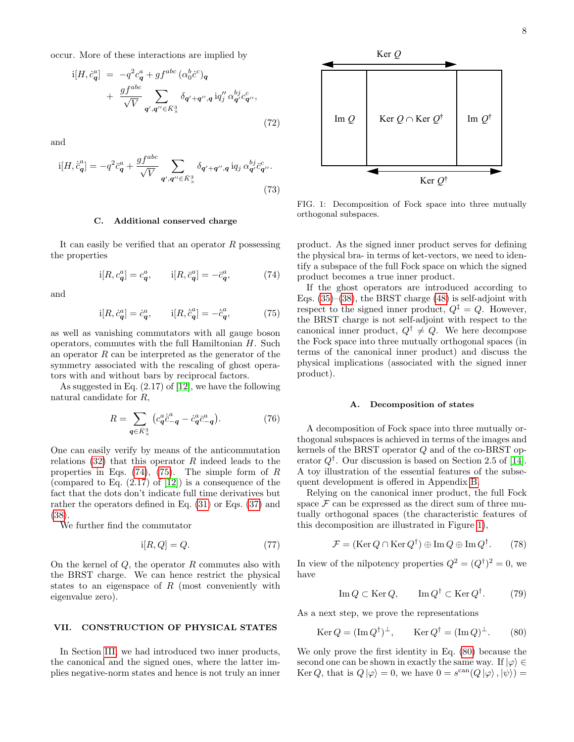occur. More of these interactions are implied by

$$
\begin{aligned}
\mathrm{i}[H, \dot{c}^a_{\boldsymbol{q}}] &= -q^2 c^a_{\boldsymbol{q}} + g f^{abc} \, (\alpha^b_0 \dot{c}^c)_{\boldsymbol{q}} \\
&\quad + \frac{g f^{abc}}{\sqrt{V}} \sum_{\boldsymbol{q}', \boldsymbol{q}'' \in \bar{K}^3_\times} \delta_{\boldsymbol{q}'+\boldsymbol{q}'', \boldsymbol{q}} \, \mathrm{i} q''_j \, \alpha^{bj}_{\boldsymbol{q}'} c^c_{\boldsymbol{q}''},
\end{aligned}
\tag{72}
$$

and

$$
\mathrm{i}[H, \dot{\bar{c}}^a_{\boldsymbol{q}}] = -q^2 \bar{c}^a_{\boldsymbol{q}} + \frac{g f^{abc}}{\sqrt{V}} \sum_{\boldsymbol{q}', \boldsymbol{q}'' \in \bar{K}^3_\times} \delta_{\boldsymbol{q}'+\boldsymbol{q}'', \boldsymbol{q}} \, \mathrm{i} q_j \, \alpha^{bj}_{\boldsymbol{q}'} \bar{c}^c_{\boldsymbol{q}''}.
\tag{73}
$$

### C. Additional conserved charge

It can easily be verified that an operator $R$ possessing the properties

$$
\mathrm{i}[R, c^a_{\boldsymbol{q}}] = c^a_{\boldsymbol{q}}, \qquad \mathrm{i}[R, \bar{c}^a_{\boldsymbol{q}}] = -\bar{c}^a_{\boldsymbol{q}},
\tag{74}
$$

and

$$
\mathrm{i}[R, \dot{c}^a_{\boldsymbol{q}}] = \dot{c}^a_{\boldsymbol{q}}, \qquad \mathrm{i}[R, \dot{\bar{c}}^a_{\boldsymbol{q}}] = -\dot{\bar{c}}^a_{\boldsymbol{q}},
\tag{75}
$$

as well as vanishing commutators with all gauge boson operators, commutes with the full Hamiltonian $H$. Such an operator $R$ can be interpreted as the generator of the symmetry associated with the rescaling of ghost operators with and without bars by reciprocal factors.

As suggested in Eq. (2.17) of [12], we have the following natural candidate for $R$,

$$
R = \sum_{\boldsymbol{q} \in \bar{K}^3_\times} \left( c^a_{\boldsymbol{q}} \dot{\bar{c}}^a_{-\boldsymbol{q}} - \dot{c}^a_{\boldsymbol{q}} \bar{c}^a_{-\boldsymbol{q}} \right).
\tag{76}
$$

One can easily verify by means of the anticommutation relations (32) that this operator $R$ indeed leads to the properties in Eqs. (74), (75). The simple form of $R$ (compared to Eq. (2.17) of [12]) is a consequence of the fact that the dots don't indicate full time derivatives but rather the operators defined in Eq. (31) or Eqs. (37) and (38).

We further find the commutator

$$
\mathrm{i}[R, Q] = Q.
\tag{77}
$$

On the kernel of $Q$, the operator $R$ commutes also with the BRST charge. We can hence restrict the physical states to an eigenspace of $R$ (most conveniently with eigenvalue zero).

## VII. CONSTRUCTION OF PHYSICAL STATES

In Section III, we had introduced two inner products, the canonical and the signed ones, where the latter implies negative-norm states and hence is not truly an inner product. As the signed inner product serves for defining the physical bra- in terms of ket-vectors, we need to identify a subspace of the full Fock space on which the signed product becomes a true inner product.

If the ghost operators are introduced according to Eqs. (35)–(38), the BRST charge (48) is self-adjoint with respect to the signed inner product, $Q^\ddagger = Q$. However, the BRST charge is not self-adjoint with respect to the canonical inner product, $Q^\dagger \neq Q$. We here decompose the Fock space into three mutually orthogonal spaces (in terms of the canonical inner product) and discuss the physical implications (associated with the signed inner product).

FIG. 1: Decomposition of Fock space into three mutually orthogonal subspaces.

### A. Decomposition of states

A decomposition of Fock space into three mutually orthogonal subspaces is achieved in terms of the images and kernels of the BRST operator $Q$ and of the co-BRST operator $Q^\dagger$. Our discussion is based on Section 2.5 of [14]. A toy illustration of the essential features of the subsequent development is offered in Appendix B.

Relying on the canonical inner product, the full Fock space $\mathcal{F}$ can be expressed as the direct sum of three mutually orthogonal spaces (the characteristic features of this decomposition are illustrated in Figure 1),

$$
\mathcal{F} = (\operatorname{Ker} Q \cap \operatorname{Ker} Q^\dagger) \oplus \operatorname{Im} Q \oplus \operatorname{Im} Q^\dagger.
\tag{78}
$$

In view of the nilpotency properties $Q^2 = (Q^\dagger)^2 = 0$, we have

$$
\operatorname{Im} Q \subset \operatorname{Ker} Q, \qquad \operatorname{Im} Q^\dagger \subset \operatorname{Ker} Q^\dagger.
\tag{79}
$$

As a next step, we prove the representations

$$
\operatorname{Ker} Q = (\operatorname{Im} Q^\dagger)^\perp, \qquad \operatorname{Ker} Q^\dagger = (\operatorname{Im} Q)^\perp.
\tag{80}
$$

We only prove the first identity in Eq. (80) because the second one can be shown in exactly the same way. If $|\varphi\rangle \in \operatorname{Ker} Q$, that is $Q\,|\varphi\rangle = 0$, we have $0 = s^{\mathrm{can}}(Q\,|\varphi\rangle\,, |\psi\rangle) =$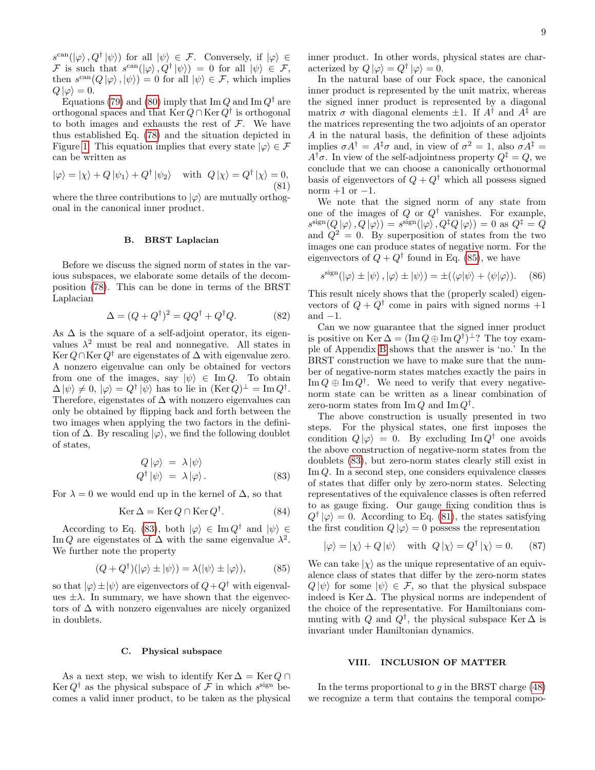$s^{\rm can}(|\varphi\rangle, Q^\dagger|\psi\rangle)$ for all $|\psi\rangle \in \mathcal{F}$. Conversely, if $|\varphi\rangle \in \mathcal{F}$ is such that $s^{\rm can}(|\varphi\rangle, Q^\dagger|\psi\rangle) = 0$ for all $|\psi\rangle \in \mathcal{F}$, then $s^{\rm can}(Q|\varphi\rangle, |\psi\rangle) = 0$ for all $|\psi\rangle \in \mathcal{F}$, which implies $Q|\varphi\rangle = 0$.

Equations (79) and (80) imply that $\operatorname{Im} Q$ and $\operatorname{Im} Q^\dagger$ are orthogonal spaces and that $\operatorname{Ker} Q \cap \operatorname{Ker} Q^\dagger$ is orthogonal to both images and exhausts the rest of $\mathcal{F}$. We have thus established Eq. (78) and the situation depicted in Figure 1. This equation implies that every state $|\varphi\rangle \in \mathcal{F}$ can be written as

$$|\varphi\rangle = |\chi\rangle + Q|\psi_1\rangle + Q^\dagger|\psi_2\rangle \quad \text{with} \quad Q|\chi\rangle = Q^\dagger|\chi\rangle = 0, \tag{81}$$

where the three contributions to $|\varphi\rangle$ are mutually orthogonal in the canonical inner product.

### B. BRST Laplacian

Before we discuss the signed norm of states in the various subspaces, we elaborate some details of the decomposition (78). This can be done in terms of the BRST Laplacian

$$\Delta = (Q + Q^\dagger)^2 = QQ^\dagger + Q^\dagger Q. \tag{82}$$

As $\Delta$ is the square of a self-adjoint operator, its eigenvalues $\lambda^2$ must be real and nonnegative. All states in $\operatorname{Ker} Q \cap \operatorname{Ker} Q^\dagger$ are eigenstates of $\Delta$ with eigenvalue zero. A nonzero eigenvalue can only be obtained for vectors from one of the images, say $|\psi\rangle \in \operatorname{Im} Q$. To obtain $\Delta|\psi\rangle \neq 0$, $|\varphi\rangle = Q^\dagger|\psi\rangle$ has to lie in $(\operatorname{Ker} Q)^\perp = \operatorname{Im} Q^\dagger$. Therefore, eigenstates of $\Delta$ with nonzero eigenvalues can only be obtained by flipping back and forth between the two images when applying the two factors in the definition of $\Delta$. By rescaling $|\varphi\rangle$, we find the following doublet of states,

$$\begin{aligned} Q|\varphi\rangle &= \lambda|\psi\rangle \\ Q^\dagger|\psi\rangle &= \lambda|\varphi\rangle. \end{aligned} \tag{83}$$

For $\lambda = 0$ we would end up in the kernel of $\Delta$, so that

$$\operatorname{Ker} \Delta = \operatorname{Ker} Q \cap \operatorname{Ker} Q^\dagger. \tag{84}$$

According to Eq. (83), both $|\varphi\rangle \in \operatorname{Im} Q^\dagger$ and $|\psi\rangle \in \operatorname{Im} Q$ are eigenstates of $\Delta$ with the same eigenvalue $\lambda^2$. We further note the property

$$(Q + Q^\dagger)(|\varphi\rangle \pm |\psi\rangle) = \lambda(|\psi\rangle \pm |\varphi\rangle), \tag{85}$$

so that $|\varphi\rangle \pm |\psi\rangle$ are eigenvectors of $Q + Q^\dagger$ with eigenvalues $\pm\lambda$. In summary, we have shown that the eigenvectors of $\Delta$ with nonzero eigenvalues are nicely organized in doublets.

### C. Physical subspace

As a next step, we wish to identify $\operatorname{Ker} \Delta = \operatorname{Ker} Q \cap \operatorname{Ker} Q^\dagger$ as the physical subspace of $\mathcal{F}$ in which $s^{\rm sign}$ becomes a valid inner product, to be taken as the physical inner product. In other words, physical states are characterized by $Q|\varphi\rangle = Q^\dagger|\varphi\rangle = 0$.

In the natural base of our Fock space, the canonical inner product is represented by the unit matrix, whereas the signed inner product is represented by a diagonal matrix $\sigma$ with diagonal elements $\pm 1$. If $A^\dagger$ and $A^\ddagger$ are the matrices representing the two adjoints of an operator $A$ in the natural basis, the definition of these adjoints implies $\sigma A^\dagger = A^\ddagger \sigma$ and, in view of $\sigma^2 = 1$, also $\sigma A^\ddagger = A^\dagger \sigma$. In view of the self-adjointness property $Q^\ddagger = Q$, we conclude that we can choose a canonically orthonormal basis of eigenvectors of $Q + Q^\dagger$ which all possess signed norm $+1$ or $-1$.

We note that the signed norm of any state from one of the images of $Q$ or $Q^\dagger$ vanishes. For example, $s^{\rm sign}(Q|\varphi\rangle, Q|\varphi\rangle) = s^{\rm sign}(|\varphi\rangle, Q^\ddagger Q|\varphi\rangle) = 0$ as $Q^\ddagger = Q$ and $Q^2 = 0$. By superposition of states from the two images one can produce states of negative norm. For the eigenvectors of $Q + Q^\dagger$ found in Eq. (85), we have

$$s^{\rm sign}(|\varphi\rangle \pm |\psi\rangle, |\varphi\rangle \pm |\psi\rangle) = \pm(\langle\varphi|\psi\rangle + \langle\psi|\varphi\rangle). \tag{86}$$

This result nicely shows that the (properly scaled) eigenvectors of $Q + Q^\dagger$ come in pairs with signed norms $+1$ and $-1$.

Can we now guarantee that the signed inner product is positive on $\operatorname{Ker} \Delta = (\operatorname{Im} Q \oplus \operatorname{Im} Q^\dagger)^\perp$? The toy example of Appendix B shows that the answer is 'no.' In the BRST construction we have to make sure that the number of negative-norm states matches exactly the pairs in $\operatorname{Im} Q \oplus \operatorname{Im} Q^\dagger$. We need to verify that every negative-norm state can be written as a linear combination of zero-norm states from $\operatorname{Im} Q$ and $\operatorname{Im} Q^\dagger$.

The above construction is usually presented in two steps. For the physical states, one first imposes the condition $Q|\varphi\rangle = 0$. By excluding $\operatorname{Im} Q^\dagger$ one avoids the above construction of negative-norm states from the doublets (83), but zero-norm states clearly still exist in $\operatorname{Im} Q$. In a second step, one considers equivalence classes of states that differ only by zero-norm states. Selecting representatives of the equivalence classes is often referred to as gauge fixing. Our gauge fixing condition thus is $Q^\dagger|\varphi\rangle = 0$. According to Eq. (81), the states satisfying the first condition $Q|\varphi\rangle = 0$ possess the representation

$$|\varphi\rangle = |\chi\rangle + Q|\psi\rangle \quad \text{with} \quad Q|\chi\rangle = Q^\dagger|\chi\rangle = 0. \tag{87}$$

We can take $|\chi\rangle$ as the unique representative of an equivalence class of states that differ by the zero-norm states $Q|\psi\rangle$ for some $|\psi\rangle \in \mathcal{F}$, so that the physical subspace indeed is $\operatorname{Ker} \Delta$. The physical norms are independent of the choice of the representative. For Hamiltonians commuting with $Q$ and $Q^\dagger$, the physical subspace $\operatorname{Ker} \Delta$ is invariant under Hamiltonian dynamics.

## VIII. INCLUSION OF MATTER

In the terms proportional to $g$ in the BRST charge (48) we recognize a term that contains the temporal compo-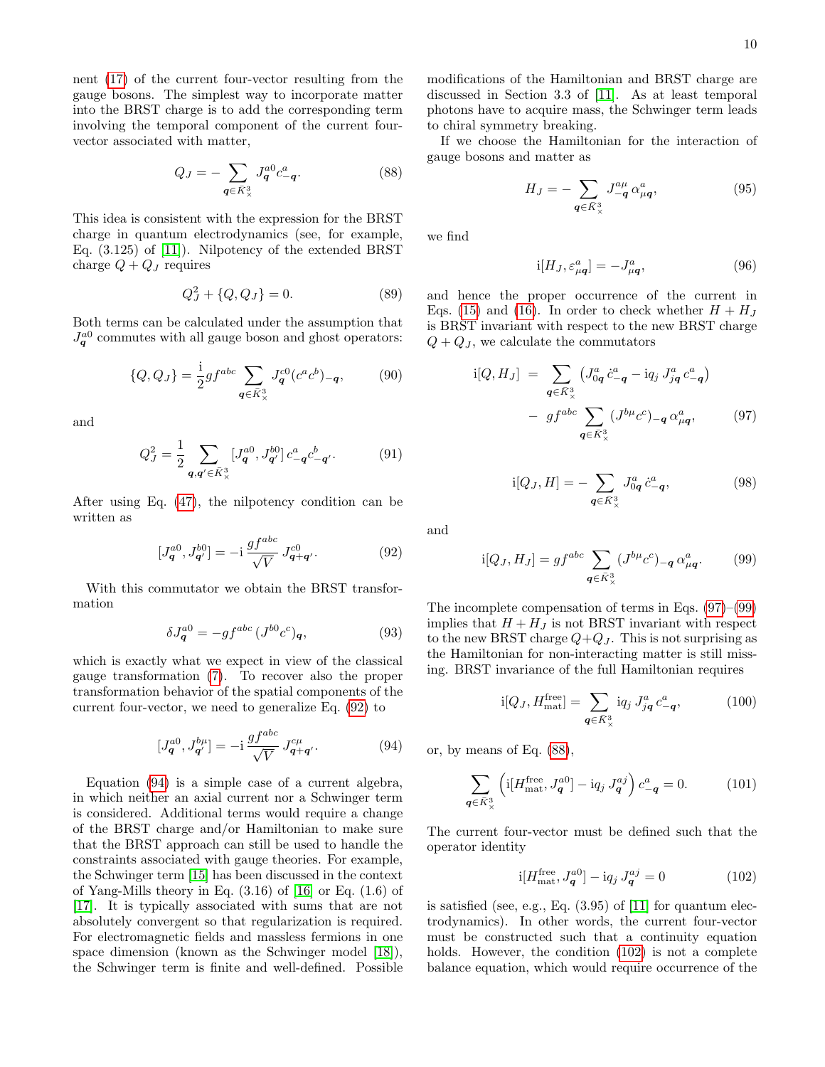nent (17) of the current four-vector resulting from the gauge bosons. The simplest way to incorporate matter into the BRST charge is to add the corresponding term involving the temporal component of the current four-vector associated with matter,

$$Q_J = -\sum_{\boldsymbol{q}\in\bar{K}^3_\times} J^{a0}_{\boldsymbol{q}} c^a_{-\boldsymbol{q}}. \tag{88}$$

This idea is consistent with the expression for the BRST charge in quantum electrodynamics (see, for example, Eq. (3.125) of [11]). Nilpotency of the extended BRST charge $Q + Q_J$ requires

$$Q_J^2 + \{Q, Q_J\} = 0. \tag{89}$$

Both terms can be calculated under the assumption that $J^{a0}_{\boldsymbol{q}}$ commutes with all gauge boson and ghost operators:

$$\{Q, Q_J\} = \frac{\mathrm{i}}{2} g f^{abc} \sum_{\boldsymbol{q}\in\bar{K}^3_\times} J^{c0}_{\boldsymbol{q}} (c^a c^b)_{-\boldsymbol{q}}, \tag{90}$$

and

$$Q_J^2 = \frac{1}{2} \sum_{\boldsymbol{q},\boldsymbol{q}'\in\bar{K}^3_\times} [J^{a0}_{\boldsymbol{q}}, J^{b0}_{\boldsymbol{q}'}]\, c^a_{-\boldsymbol{q}} c^b_{-\boldsymbol{q}'}. \tag{91}$$

After using Eq. (47), the nilpotency condition can be written as

$$[J^{a0}_{\boldsymbol{q}}, J^{b0}_{\boldsymbol{q}'}] = -\mathrm{i}\, \frac{g f^{abc}}{\sqrt{V}}\, J^{c0}_{\boldsymbol{q}+\boldsymbol{q}'}. \tag{92}$$

With this commutator we obtain the BRST transformation

$$\delta J^{a0}_{\boldsymbol{q}} = -g f^{abc}\, (J^{b0} c^c)_{\boldsymbol{q}}, \tag{93}$$

which is exactly what we expect in view of the classical gauge transformation (7). To recover also the proper transformation behavior of the spatial components of the current four-vector, we need to generalize Eq. (92) to

$$[J^{a0}_{\boldsymbol{q}}, J^{b\mu}_{\boldsymbol{q}'}] = -\mathrm{i}\, \frac{g f^{abc}}{\sqrt{V}}\, J^{c\mu}_{\boldsymbol{q}+\boldsymbol{q}'}. \tag{94}$$

Equation (94) is a simple case of a current algebra, in which neither an axial current nor a Schwinger term is considered. Additional terms would require a change of the BRST charge and/or Hamiltonian to make sure that the BRST approach can still be used to handle the constraints associated with gauge theories. For example, the Schwinger term [15] has been discussed in the context of Yang-Mills theory in Eq. (3.16) of [16] or Eq. (1.6) of [17]. It is typically associated with sums that are not absolutely convergent so that regularization is required. For electromagnetic fields and massless fermions in one space dimension (known as the Schwinger model [18]), the Schwinger term is finite and well-defined. Possible modifications of the Hamiltonian and BRST charge are discussed in Section 3.3 of [11]. As at least temporal photons have to acquire mass, the Schwinger term leads to chiral symmetry breaking.

If we choose the Hamiltonian for the interaction of gauge bosons and matter as

$$H_J = -\sum_{\boldsymbol{q}\in\bar{K}^3_\times} J^{a\mu}_{-\boldsymbol{q}}\, \alpha^a_{\mu\boldsymbol{q}}, \tag{95}$$

we find

$$\mathrm{i}[H_J, \varepsilon^a_{\mu\boldsymbol{q}}] = -J^a_{\mu\boldsymbol{q}}, \tag{96}$$

and hence the proper occurrence of the current in Eqs. (15) and (16). In order to check whether $H + H_J$ is BRST invariant with respect to the new BRST charge $Q + Q_J$, we calculate the commutators

$$\begin{aligned}
\mathrm{i}[Q, H_J] \;&=\; \sum_{\boldsymbol{q}\in\bar{K}^3_\times} \left(J^a_{0\boldsymbol{q}}\, \dot{c}^a_{-\boldsymbol{q}} - \mathrm{i}q_j\, J^a_{j\boldsymbol{q}}\, c^a_{-\boldsymbol{q}}\right) \\
&\quad-\; g f^{abc} \sum_{\boldsymbol{q}\in\bar{K}^3_\times} (J^{b\mu} c^c)_{-\boldsymbol{q}}\, \alpha^a_{\mu\boldsymbol{q}},
\end{aligned} \tag{97}$$

$$\mathrm{i}[Q_J, H] = -\sum_{\boldsymbol{q}\in\bar{K}^3_\times} J^a_{0\boldsymbol{q}}\, \dot{c}^a_{-\boldsymbol{q}}, \tag{98}$$

and

$$\mathrm{i}[Q_J, H_J] = g f^{abc} \sum_{\boldsymbol{q}\in\bar{K}^3_\times} (J^{b\mu} c^c)_{-\boldsymbol{q}}\, \alpha^a_{\mu\boldsymbol{q}}. \tag{99}$$

The incomplete compensation of terms in Eqs. (97)–(99) implies that $H + H_J$ is not BRST invariant with respect to the new BRST charge $Q + Q_J$. This is not surprising as the Hamiltonian for non-interacting matter is still missing. BRST invariance of the full Hamiltonian requires

$$\mathrm{i}[Q_J, H^{\rm free}_{\rm mat}] = \sum_{\boldsymbol{q}\in\bar{K}^3_\times} \mathrm{i}q_j\, J^a_{j\boldsymbol{q}}\, c^a_{-\boldsymbol{q}}, \tag{100}$$

or, by means of Eq. (88),

$$\sum_{\boldsymbol{q}\in\bar{K}^3_\times} \left(\mathrm{i}[H^{\rm free}_{\rm mat}, J^{a0}_{\boldsymbol{q}}] - \mathrm{i}q_j\, J^{aj}_{\boldsymbol{q}}\right) c^a_{-\boldsymbol{q}} = 0. \tag{101}$$

The current four-vector must be defined such that the operator identity

$$\mathrm{i}[H^{\rm free}_{\rm mat}, J^{a0}_{\boldsymbol{q}}] - \mathrm{i}q_j\, J^{aj}_{\boldsymbol{q}} = 0 \tag{102}$$

is satisfied (see, e.g., Eq. (3.95) of [11] for quantum electrodynamics). In other words, the current four-vector must be constructed such that a continuity equation holds. However, the condition (102) is not a complete balance equation, which would require occurrence of the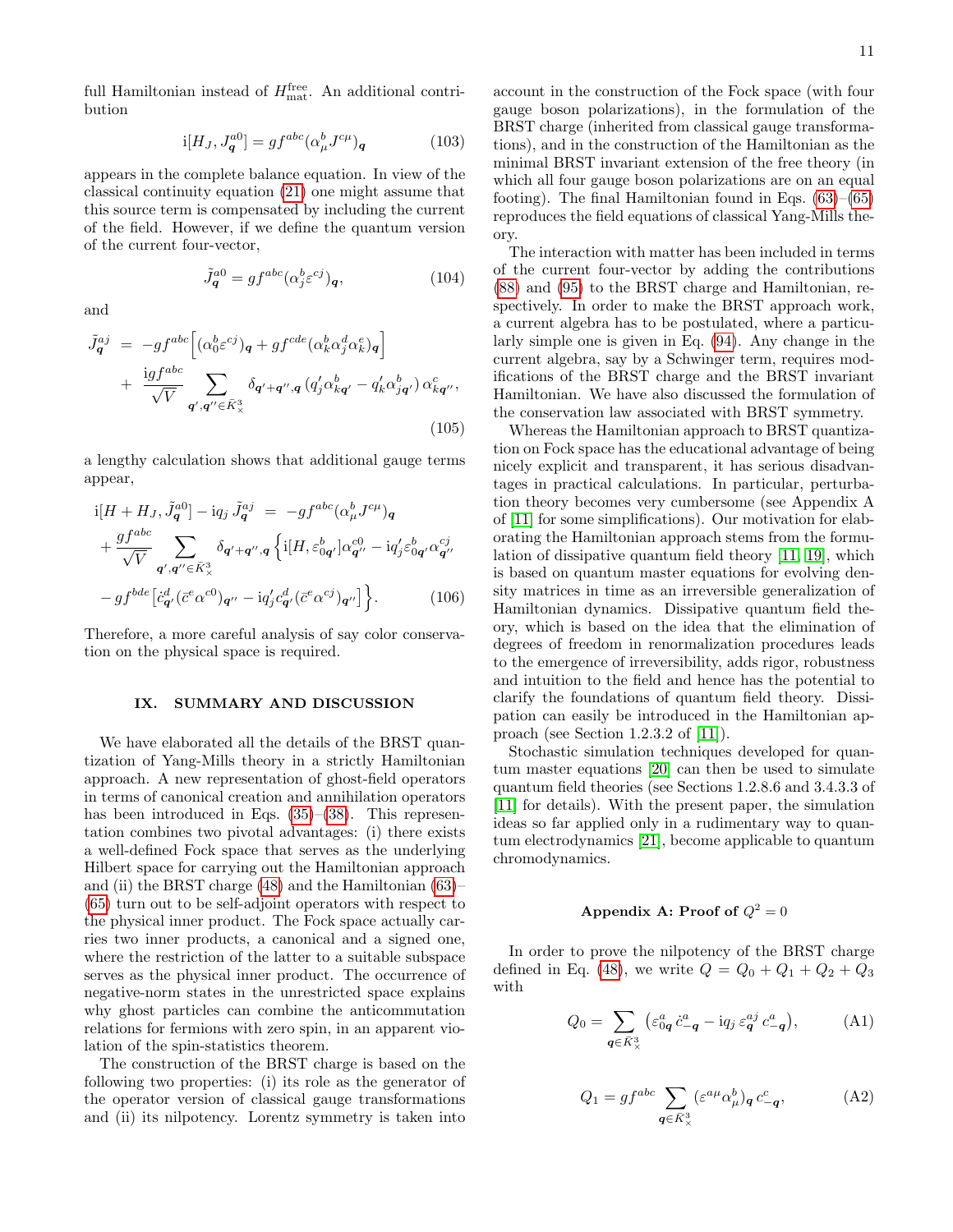full Hamiltonian instead of $H^{\rm free}_{\rm mat}$. An additional contribution

$$
\mathrm{i}[H_J, J^{a0}_{\boldsymbol{q}}] = g f^{abc} (\alpha^b_\mu J^{c\mu})_{\boldsymbol{q}} \tag{103}
$$

appears in the complete balance equation. In view of the classical continuity equation (21) one might assume that this source term is compensated by including the current of the field. However, if we define the quantum version of the current four-vector,

$$
\tilde{J}^{a0}_{\boldsymbol{q}} = g f^{abc} (\alpha^b_j \varepsilon^{cj})_{\boldsymbol{q}}, \tag{104}
$$

and

$$
\begin{aligned}
\tilde{J}^{aj}_{\boldsymbol{q}} &= -g f^{abc} \Big[ (\alpha^b_0 \varepsilon^{cj})_{\boldsymbol{q}} + g f^{cde} (\alpha^b_k \alpha^d_j \alpha^e_k)_{\boldsymbol{q}} \Big] \\
&+ \frac{\mathrm{i} g f^{abc}}{\sqrt{V}} \sum_{\boldsymbol{q}', \boldsymbol{q}'' \in \bar{K}^3_\times} \delta_{\boldsymbol{q}'+\boldsymbol{q}'', \boldsymbol{q}} \, (q'_j \alpha^b_{k\boldsymbol{q}'} - q'_k \alpha^b_{j\boldsymbol{q}'}) \, \alpha^c_{k\boldsymbol{q}''},
\end{aligned} \tag{105}
$$

a lengthy calculation shows that additional gauge terms appear,

$$
\begin{aligned}
\mathrm{i}[H + H_J, \tilde{J}^{a0}_{\boldsymbol{q}}] - \mathrm{i} q_j \, \tilde{J}^{aj}_{\boldsymbol{q}} &= -g f^{abc} (\alpha^b_\mu J^{c\mu})_{\boldsymbol{q}} \\
+ \frac{g f^{abc}}{\sqrt{V}} \sum_{\boldsymbol{q}', \boldsymbol{q}'' \in \bar{K}^3_\times} & \delta_{\boldsymbol{q}'+\boldsymbol{q}'', \boldsymbol{q}} \Big\{ \mathrm{i}[H, \varepsilon^b_{0\boldsymbol{q}'}] \alpha^{c0}_{\boldsymbol{q}''} - \mathrm{i} q'_j \varepsilon^b_{0\boldsymbol{q}'} \alpha^{cj}_{\boldsymbol{q}''} \\
- g f^{bde} \Big[ \dot{c}^d_{\boldsymbol{q}'} (\bar{c}^e \alpha^{c0})_{\boldsymbol{q}''} & - \mathrm{i} q'_j c^d_{\boldsymbol{q}'} (\bar{c}^e \alpha^{cj})_{\boldsymbol{q}''} \Big] \Big\}.
\end{aligned} \tag{106}
$$

Therefore, a more careful analysis of say color conservation on the physical space is required.

## IX. SUMMARY AND DISCUSSION

We have elaborated all the details of the BRST quantization of Yang-Mills theory in a strictly Hamiltonian approach. A new representation of ghost-field operators in terms of canonical creation and annihilation operators has been introduced in Eqs. (35)–(38). This representation combines two pivotal advantages: (i) there exists a well-defined Fock space that serves as the underlying Hilbert space for carrying out the Hamiltonian approach and (ii) the BRST charge (48) and the Hamiltonian (63)–(65) turn out to be self-adjoint operators with respect to the physical inner product. The Fock space actually carries two inner products, a canonical and a signed one, where the restriction of the latter to a suitable subspace serves as the physical inner product. The occurrence of negative-norm states in the unrestricted space explains why ghost particles can combine the anticommutation relations for fermions with zero spin, in an apparent violation of the spin-statistics theorem.

The construction of the BRST charge is based on the following two properties: (i) its role as the generator of the operator version of classical gauge transformations and (ii) its nilpotency. Lorentz symmetry is taken into account in the construction of the Fock space (with four gauge boson polarizations), in the formulation of the BRST charge (inherited from classical gauge transformations), and in the construction of the Hamiltonian as the minimal BRST invariant extension of the free theory (in which all four gauge boson polarizations are on an equal footing). The final Hamiltonian found in Eqs. (63)–(65) reproduces the field equations of classical Yang-Mills theory.

The interaction with matter has been included in terms of the current four-vector by adding the contributions (88) and (95) to the BRST charge and Hamiltonian, respectively. In order to make the BRST approach work, a current algebra has to be postulated, where a particularly simple one is given in Eq. (94). Any change in the current algebra, say by a Schwinger term, requires modifications of the BRST charge and the BRST invariant Hamiltonian. We have also discussed the formulation of the conservation law associated with BRST symmetry.

Whereas the Hamiltonian approach to BRST quantization on Fock space has the educational advantage of being nicely explicit and transparent, it has serious disadvantages in practical calculations. In particular, perturbation theory becomes very cumbersome (see Appendix A of [11] for some simplifications). Our motivation for elaborating the Hamiltonian approach stems from the formulation of dissipative quantum field theory [11, 19], which is based on quantum master equations for evolving density matrices in time as an irreversible generalization of Hamiltonian dynamics. Dissipative quantum field theory, which is based on the idea that the elimination of degrees of freedom in renormalization procedures leads to the emergence of irreversibility, adds rigor, robustness and intuition to the field and hence has the potential to clarify the foundations of quantum field theory. Dissipation can easily be introduced in the Hamiltonian approach (see Section 1.2.3.2 of [11]).

Stochastic simulation techniques developed for quantum master equations [20] can then be used to simulate quantum field theories (see Sections 1.2.8.6 and 3.4.3.3 of [11] for details). With the present paper, the simulation ideas so far applied only in a rudimentary way to quantum electrodynamics [21], become applicable to quantum chromodynamics.

### Appendix A: Proof of $Q^2 = 0$

In order to prove the nilpotency of the BRST charge defined in Eq. (48), we write $Q = Q_0 + Q_1 + Q_2 + Q_3$ with

$$
Q_0 = \sum_{\boldsymbol{q} \in \bar{K}^3_\times} \big( \varepsilon^a_{0\boldsymbol{q}} \, \dot{c}^a_{-\boldsymbol{q}} - \mathrm{i} q_j \, \varepsilon^{aj}_{\boldsymbol{q}} \, c^a_{-\boldsymbol{q}} \big), \tag{A1}
$$

$$
Q_1 = g f^{abc} \sum_{\boldsymbol{q} \in \bar{K}^3_\times} (\varepsilon^{a\mu} \alpha^b_\mu)_{\boldsymbol{q}} \, c^c_{-\boldsymbol{q}}, \tag{A2}
$$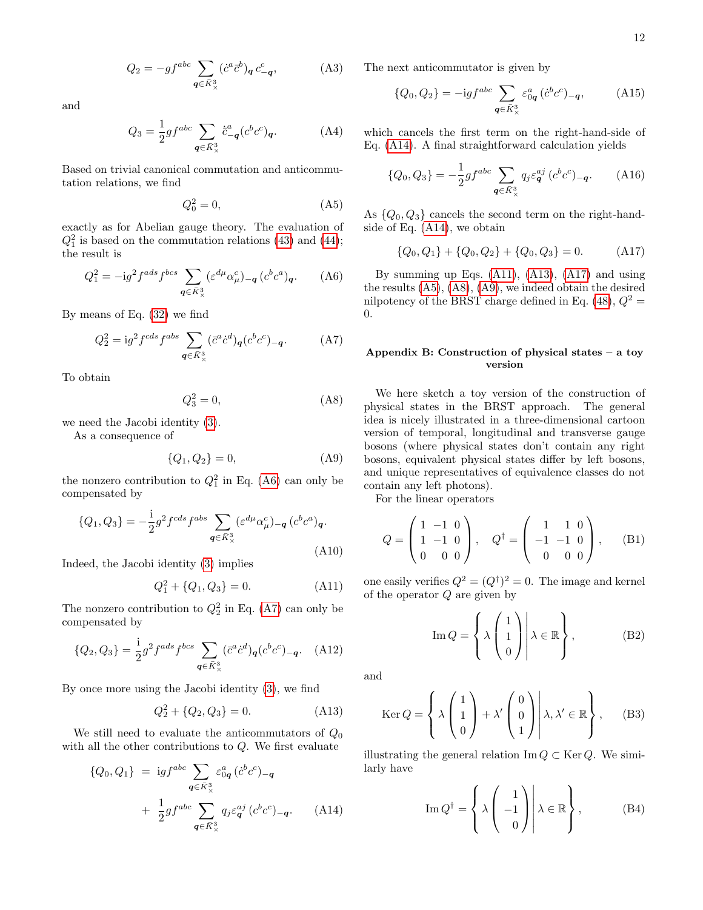$$Q_2 = -g f^{abc} \sum_{\boldsymbol{q}\in \bar{K}^3_\times} (\dot{c}^a \bar{c}^b)_{\boldsymbol{q}}\, c^c_{-\boldsymbol{q}}, \tag{A3}$$

and

$$Q_3 = \frac{1}{2} g f^{abc} \sum_{\boldsymbol{q}\in \bar{K}^3_\times} \dot{\bar{c}}^a_{-\boldsymbol{q}} (c^b c^c)_{\boldsymbol{q}}. \tag{A4}$$

Based on trivial canonical commutation and anticommutation relations, we find

$$Q_0^2 = 0, \tag{A5}$$

exactly as for Abelian gauge theory. The evaluation of $Q_1^2$ is based on the commutation relations (43) and (44); the result is

$$Q_1^2 = -\mathrm{i} g^2 f^{ads} f^{bcs} \sum_{\boldsymbol{q}\in \bar{K}^3_\times} (\varepsilon^{d\mu} \alpha^c_\mu)_{-\boldsymbol{q}}\, (c^b c^a)_{\boldsymbol{q}}. \tag{A6}$$

By means of Eq. (32) we find

$$Q_2^2 = \mathrm{i} g^2 f^{cds} f^{abs} \sum_{\boldsymbol{q}\in \bar{K}^3_\times} (\bar{c}^a \dot{c}^d)_{\boldsymbol{q}} (c^b c^c)_{-\boldsymbol{q}}. \tag{A7}$$

To obtain

$$Q_3^2 = 0, \tag{A8}$$

we need the Jacobi identity (3).

As a consequence of

$$\{Q_1, Q_2\} = 0, \tag{A9}$$

the nonzero contribution to $Q_1^2$ in Eq. (A6) can only be compensated by

$$\{Q_1, Q_3\} = -\frac{\mathrm{i}}{2} g^2 f^{cds} f^{abs} \sum_{\boldsymbol{q}\in \bar{K}^3_\times} (\varepsilon^{d\mu} \alpha^c_\mu)_{-\boldsymbol{q}}\, (c^b c^a)_{\boldsymbol{q}}. \tag{A10}$$

Indeed, the Jacobi identity (3) implies

$$Q_1^2 + \{Q_1, Q_3\} = 0. \tag{A11}$$

The nonzero contribution to $Q_2^2$ in Eq. (A7) can only be compensated by

$$\{Q_2, Q_3\} = \frac{\mathrm{i}}{2} g^2 f^{ads} f^{bcs} \sum_{\boldsymbol{q}\in \bar{K}^3_\times} (\bar{c}^a \dot{c}^d)_{\boldsymbol{q}} (c^b c^c)_{-\boldsymbol{q}}. \tag{A12}$$

By once more using the Jacobi identity (3), we find

$$Q_2^2 + \{Q_2, Q_3\} = 0. \tag{A13}$$

We still need to evaluate the anticommutators of $Q_0$ with all the other contributions to $Q$. We first evaluate

$$\{Q_0, Q_1\} = \mathrm{i} g f^{abc} \sum_{\boldsymbol{q}\in \bar{K}^3_\times} \varepsilon^a_{0\boldsymbol{q}}\, (\dot{c}^b c^c)_{-\boldsymbol{q}} + \frac{1}{2} g f^{abc} \sum_{\boldsymbol{q}\in \bar{K}^3_\times} q_j \varepsilon^{aj}_{\boldsymbol{q}}\, (c^b c^c)_{-\boldsymbol{q}}. \tag{A14}$$

The next anticommutator is given by

$$\{Q_0, Q_2\} = -\mathrm{i} g f^{abc} \sum_{\boldsymbol{q}\in \bar{K}^3_\times} \varepsilon^a_{0\boldsymbol{q}}\, (\dot{c}^b c^c)_{-\boldsymbol{q}}, \tag{A15}$$

which cancels the first term on the right-hand-side of Eq. (A14). A final straightforward calculation yields

$$\{Q_0, Q_3\} = -\frac{1}{2} g f^{abc} \sum_{\boldsymbol{q}\in \bar{K}^3_\times} q_j \varepsilon^{aj}_{\boldsymbol{q}}\, (c^b c^c)_{-\boldsymbol{q}}. \tag{A16}$$

As $\{Q_0, Q_3\}$ cancels the second term on the right-hand-side of Eq. (A14), we obtain

$$\{Q_0, Q_1\} + \{Q_0, Q_2\} + \{Q_0, Q_3\} = 0. \tag{A17}$$

By summing up Eqs. (A11), (A13), (A17) and using the results (A5), (A8), (A9), we indeed obtain the desired nilpotency of the BRST charge defined in Eq. (48), $Q^2 = 0$.

## Appendix B: Construction of physical states – a toy version

We here sketch a toy version of the construction of physical states in the BRST approach. The general idea is nicely illustrated in a three-dimensional cartoon version of temporal, longitudinal and transverse gauge bosons (where physical states don't contain any right bosons, equivalent physical states differ by left bosons, and unique representatives of equivalence classes do not contain any left photons).

For the linear operators

$$Q = \begin{pmatrix} 1 & -1 & 0 \\ 1 & -1 & 0 \\ 0 & 0 & 0 \end{pmatrix}, \quad Q^\dagger = \begin{pmatrix} 1 & 1 & 0 \\ -1 & -1 & 0 \\ 0 & 0 & 0 \end{pmatrix}, \tag{B1}$$

one easily verifies $Q^2 = (Q^\dagger)^2 = 0$. The image and kernel of the operator $Q$ are given by

$$\mathrm{Im}\, Q = \left\{ \lambda \begin{pmatrix} 1 \\ 1 \\ 0 \end{pmatrix} \middle| \lambda \in \mathbb{R} \right\}, \tag{B2}$$

and

$$\mathrm{Ker}\, Q = \left\{ \lambda \begin{pmatrix} 1 \\ 1 \\ 0 \end{pmatrix} + \lambda' \begin{pmatrix} 0 \\ 0 \\ 1 \end{pmatrix} \middle| \lambda, \lambda' \in \mathbb{R} \right\}, \tag{B3}$$

illustrating the general relation $\mathrm{Im}\, Q \subset \mathrm{Ker}\, Q$. We similarly have

$$\mathrm{Im}\, Q^\dagger = \left\{ \lambda \begin{pmatrix} 1 \\ -1 \\ 0 \end{pmatrix} \middle| \lambda \in \mathbb{R} \right\}, \tag{B4}$$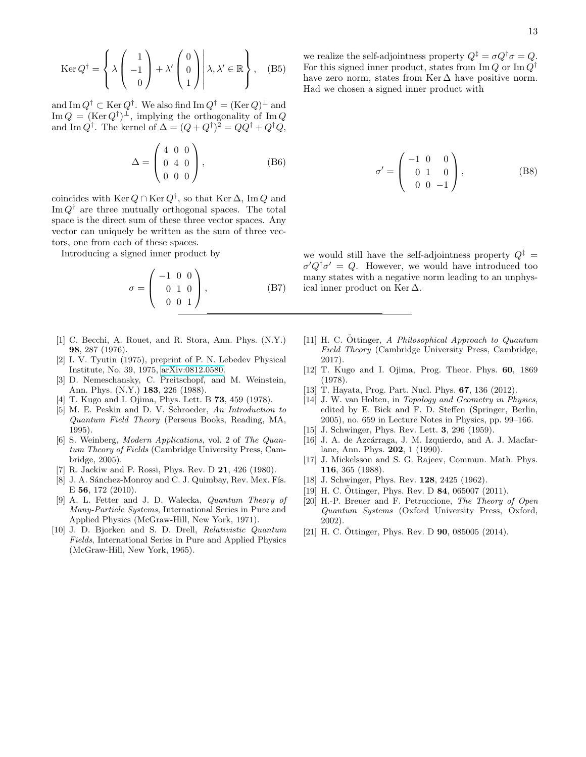$$
\operatorname{Ker} Q^\dagger = \left\{ \lambda \begin{pmatrix} 1 \\ -1 \\ 0 \end{pmatrix} + \lambda' \begin{pmatrix} 0 \\ 0 \\ 1 \end{pmatrix} \middle| \lambda, \lambda' \in \mathbb{R} \right\}, \quad \text{(B5)}
$$

and $\operatorname{Im} Q^\dagger \subset \operatorname{Ker} Q^\dagger$. We also find $\operatorname{Im} Q^\dagger = (\operatorname{Ker} Q)^\perp$ and $\operatorname{Im} Q = (\operatorname{Ker} Q^\dagger)^\perp$, implying the orthogonality of $\operatorname{Im} Q$ and $\operatorname{Im} Q^\dagger$. The kernel of $\Delta = (Q + Q^\dagger)^2 = QQ^\dagger + Q^\dagger Q$,

$$
\Delta = \begin{pmatrix} 4 & 0 & 0 \\ 0 & 4 & 0 \\ 0 & 0 & 0 \end{pmatrix}, \quad \text{(B6)}
$$

coincides with $\operatorname{Ker} Q \cap \operatorname{Ker} Q^\dagger$, so that $\operatorname{Ker} \Delta$, $\operatorname{Im} Q$ and $\operatorname{Im} Q^\dagger$ are three mutually orthogonal spaces. The total space is the direct sum of these three vector spaces. Any vector can uniquely be written as the sum of three vectors, one from each of these spaces.

Introducing a signed inner product by

$$
\sigma = \begin{pmatrix} -1 & 0 & 0 \\ 0 & 1 & 0 \\ 0 & 0 & 1 \end{pmatrix}, \quad \text{(B7)}
$$

we realize the self-adjointness property $Q^\ddagger = \sigma Q^\dagger \sigma = Q$. For this signed inner product, states from $\operatorname{Im} Q$ or $\operatorname{Im} Q^\dagger$ have zero norm, states from $\operatorname{Ker} \Delta$ have positive norm. Had we chosen a signed inner product with

$$
\sigma' = \begin{pmatrix} -1 & 0 & 0 \\ 0 & 1 & 0 \\ 0 & 0 & -1 \end{pmatrix}, \quad \text{(B8)}
$$

we would still have the self-adjointness property $Q^\ddagger = \sigma' Q^\dagger \sigma' = Q$. However, we would have introduced too many states with a negative norm leading to an unphysical inner product on $\operatorname{Ker} \Delta$.

---

[1] C. Becchi, A. Rouet, and R. Stora, Ann. Phys. (N.Y.) **98**, 287 (1976).

[2] I. V. Tyutin (1975), preprint of P. N. Lebedev Physical Institute, No. 39, 1975, arXiv:0812.0580.

[3] D. Nemeschansky, C. Preitschopf, and M. Weinstein, Ann. Phys. (N.Y.) **183**, 226 (1988).

[4] T. Kugo and I. Ojima, Phys. Lett. B **73**, 459 (1978).

[5] M. E. Peskin and D. V. Schroeder, *An Introduction to Quantum Field Theory* (Perseus Books, Reading, MA, 1995).

[6] S. Weinberg, *Modern Applications*, vol. 2 of *The Quantum Theory of Fields* (Cambridge University Press, Cambridge, 2005).

[7] R. Jackiw and P. Rossi, Phys. Rev. D **21**, 426 (1980).

[8] J. A. Sánchez-Monroy and C. J. Quimbay, Rev. Mex. Fís. E **56**, 172 (2010).

[9] A. L. Fetter and J. D. Walecka, *Quantum Theory of Many-Particle Systems*, International Series in Pure and Applied Physics (McGraw-Hill, New York, 1971).

[10] J. D. Bjorken and S. D. Drell, *Relativistic Quantum Fields*, International Series in Pure and Applied Physics (McGraw-Hill, New York, 1965).

[11] H. C. Öttinger, *A Philosophical Approach to Quantum Field Theory* (Cambridge University Press, Cambridge, 2017).

[12] T. Kugo and I. Ojima, Prog. Theor. Phys. **60**, 1869 (1978).

[13] T. Hayata, Prog. Part. Nucl. Phys. **67**, 136 (2012).

[14] J. W. van Holten, in *Topology and Geometry in Physics*, edited by E. Bick and F. D. Steffen (Springer, Berlin, 2005), no. 659 in Lecture Notes in Physics, pp. 99–166.

[15] J. Schwinger, Phys. Rev. Lett. **3**, 296 (1959).

[16] J. A. de Azcárraga, J. M. Izquierdo, and A. J. Macfarlane, Ann. Phys. **202**, 1 (1990).

[17] J. Mickelsson and S. G. Rajeev, Commun. Math. Phys. **116**, 365 (1988).

[18] J. Schwinger, Phys. Rev. **128**, 2425 (1962).

[19] H. C. Öttinger, Phys. Rev. D **84**, 065007 (2011).

[20] H.-P. Breuer and F. Petruccione, *The Theory of Open Quantum Systems* (Oxford University Press, Oxford, 2002).

[21] H. C. Öttinger, Phys. Rev. D **90**, 085005 (2014).